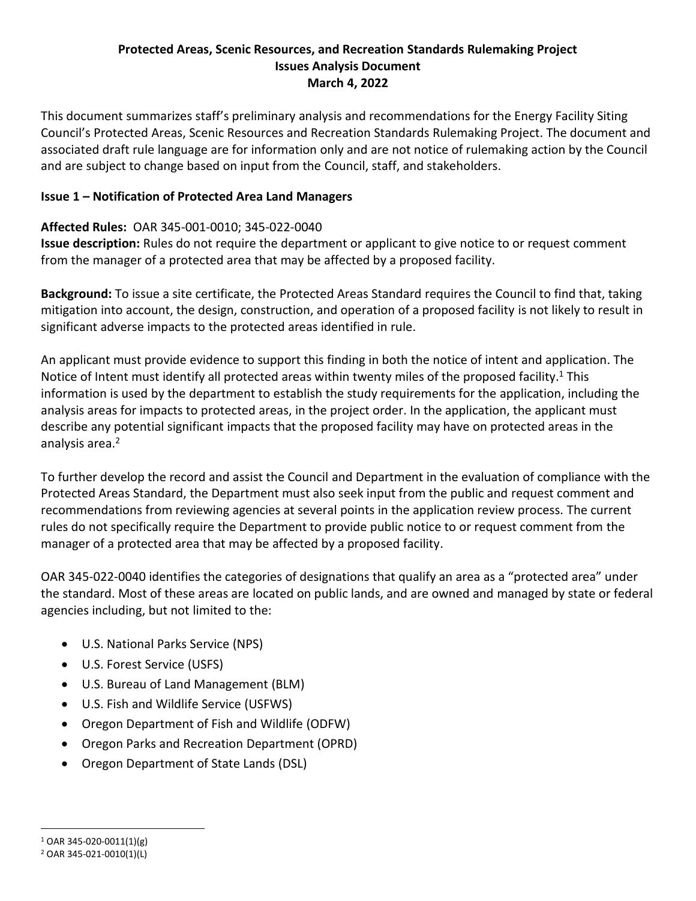# Protected Areas, Scenic Resources, and Recreation Standards Rulemaking Project
## Issues Analysis Document
### March 4, 2022

This document summarizes staff's preliminary analysis and recommendations for the Energy Facility Siting Council's Protected Areas, Scenic Resources and Recreation Standards Rulemaking Project. The document and associated draft rule language are for information only and are not notice of rulemaking action by the Council and are subject to change based on input from the Council, staff, and stakeholders.

## Issue 1 – Notification of Protected Area Land Managers

**Affected Rules:** OAR 345-001-0010; 345-022-0040

**Issue description:** Rules do not require the department or applicant to give notice to or request comment from the manager of a protected area that may be affected by a proposed facility.

**Background:** To issue a site certificate, the Protected Areas Standard requires the Council to find that, taking mitigation into account, the design, construction, and operation of a proposed facility is not likely to result in significant adverse impacts to the protected areas identified in rule.

An applicant must provide evidence to support this finding in both the notice of intent and application. The Notice of Intent must identify all protected areas within twenty miles of the proposed facility.[1] This information is used by the department to establish the study requirements for the application, including the analysis areas for impacts to protected areas, in the project order. In the application, the applicant must describe any potential significant impacts that the proposed facility may have on protected areas in the analysis area.[2]

To further develop the record and assist the Council and Department in the evaluation of compliance with the Protected Areas Standard, the Department must also seek input from the public and request comment and recommendations from reviewing agencies at several points in the application review process. The current rules do not specifically require the Department to provide public notice to or request comment from the manager of a protected area that may be affected by a proposed facility.

OAR 345-022-0040 identifies the categories of designations that qualify an area as a "protected area" under the standard. Most of these areas are located on public lands, and are owned and managed by state or federal agencies including, but not limited to the:

- U.S. National Parks Service (NPS)
- U.S. Forest Service (USFS)
- U.S. Bureau of Land Management (BLM)
- U.S. Fish and Wildlife Service (USFWS)
- Oregon Department of Fish and Wildlife (ODFW)
- Oregon Parks and Recreation Department (OPRD)
- Oregon Department of State Lands (DSL)

[1] OAR 345-020-0011(1)(g)

[2] OAR 345-021-0010(1)(L)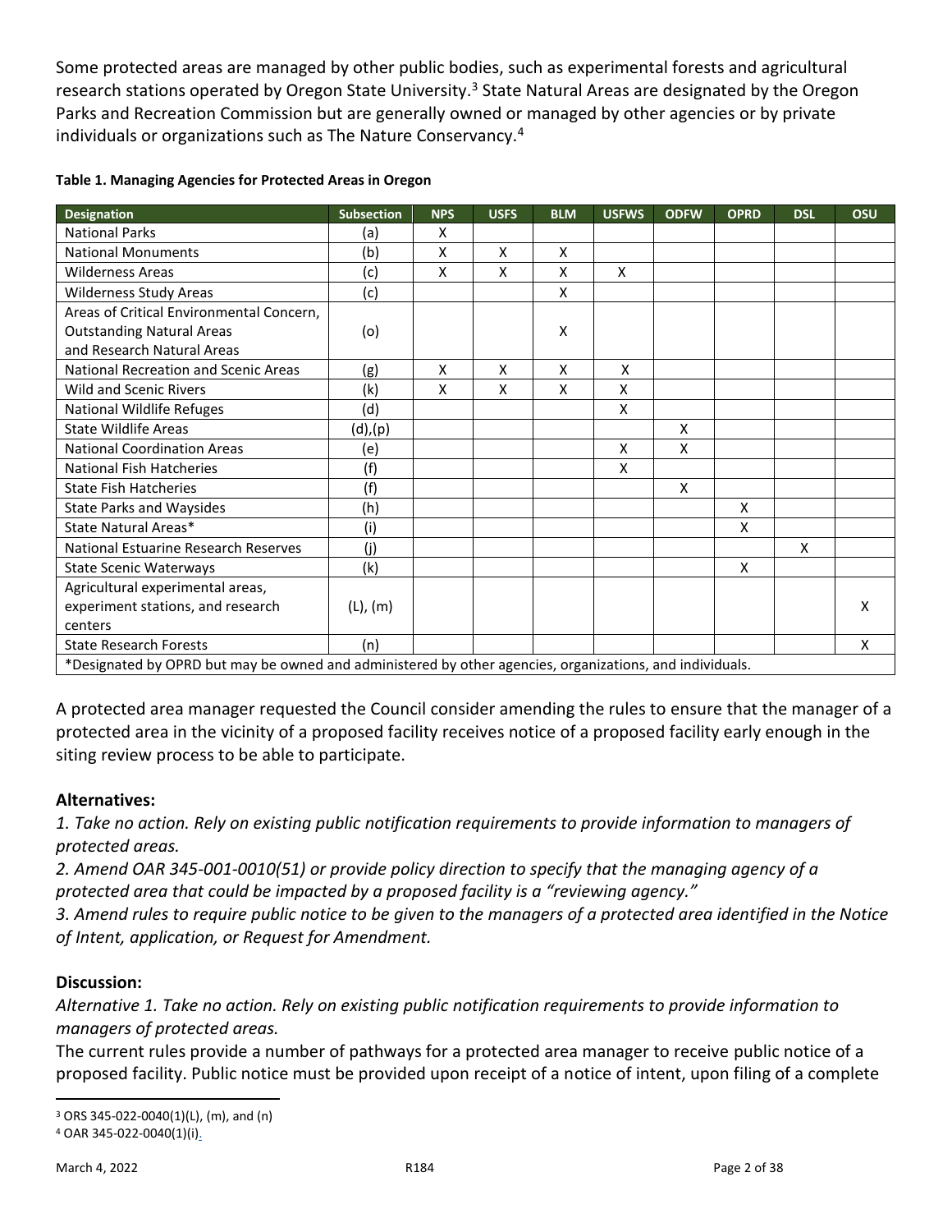Some protected areas are managed by other public bodies, such as experimental forests and agricultural research stations operated by Oregon State University.[3] State Natural Areas are designated by the Oregon Parks and Recreation Commission but are generally owned or managed by other agencies or by private individuals or organizations such as The Nature Conservancy.[4]

**Table 1. Managing Agencies for Protected Areas in Oregon**

| Designation | Subsection | NPS | USFS | BLM | USFWS | ODFW | OPRD | DSL | OSU |
|---|---|---|---|---|---|---|---|---|---|
| National Parks | (a) | X | | | | | | | |
| National Monuments | (b) | X | X | X | | | | | |
| Wilderness Areas | (c) | X | X | X | X | | | | |
| Wilderness Study Areas | (c) | | | X | | | | | |
| Areas of Critical Environmental Concern, Outstanding Natural Areas and Research Natural Areas | (o) | | | X | | | | | |
| National Recreation and Scenic Areas | (g) | X | X | X | X | | | | |
| Wild and Scenic Rivers | (k) | X | X | X | X | | | | |
| National Wildlife Refuges | (d) | | | | X | | | | |
| State Wildlife Areas | (d),(p) | | | | | X | | | |
| National Coordination Areas | (e) | | | | X | X | | | |
| National Fish Hatcheries | (f) | | | | X | | | | |
| State Fish Hatcheries | (f) | | | | | X | | | |
| State Parks and Waysides | (h) | | | | | | X | | |
| State Natural Areas* | (i) | | | | | | X | | |
| National Estuarine Research Reserves | (j) | | | | | | | X | |
| State Scenic Waterways | (k) | | | | | | X | | |
| Agricultural experimental areas, experiment stations, and research centers | (L), (m) | | | | | | | | X |
| State Research Forests | (n) | | | | | | | | X |
| *Designated by OPRD but may be owned and administered by other agencies, organizations, and individuals. | | | | | | | | | |

A protected area manager requested the Council consider amending the rules to ensure that the manager of a protected area in the vicinity of a proposed facility receives notice of a proposed facility early enough in the siting review process to be able to participate.

### Alternatives:

*1. Take no action. Rely on existing public notification requirements to provide information to managers of protected areas.*
*2. Amend OAR 345-001-0010(51) or provide policy direction to specify that the managing agency of a protected area that could be impacted by a proposed facility is a "reviewing agency."*
*3. Amend rules to require public notice to be given to the managers of a protected area identified in the Notice of Intent, application, or Request for Amendment.*

### Discussion:

*Alternative 1. Take no action. Rely on existing public notification requirements to provide information to managers of protected areas.*
The current rules provide a number of pathways for a protected area manager to receive public notice of a proposed facility. Public notice must be provided upon receipt of a notice of intent, upon filing of a complete

[3] ORS 345-022-0040(1)(L), (m), and (n)
[4] OAR 345-022-0040(1)(i).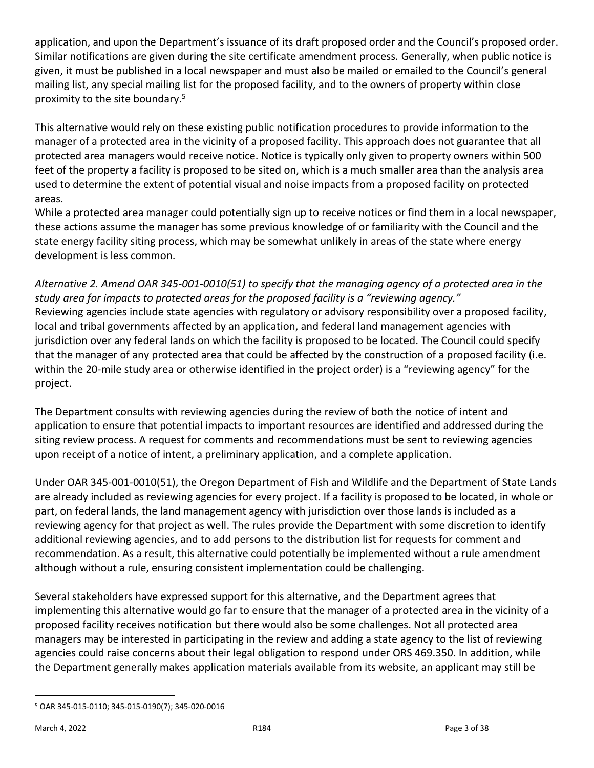application, and upon the Department's issuance of its draft proposed order and the Council's proposed order. Similar notifications are given during the site certificate amendment process. Generally, when public notice is given, it must be published in a local newspaper and must also be mailed or emailed to the Council's general mailing list, any special mailing list for the proposed facility, and to the owners of property within close proximity to the site boundary.[5]

This alternative would rely on these existing public notification procedures to provide information to the manager of a protected area in the vicinity of a proposed facility. This approach does not guarantee that all protected area managers would receive notice. Notice is typically only given to property owners within 500 feet of the property a facility is proposed to be sited on, which is a much smaller area than the analysis area used to determine the extent of potential visual and noise impacts from a proposed facility on protected areas.

While a protected area manager could potentially sign up to receive notices or find them in a local newspaper, these actions assume the manager has some previous knowledge of or familiarity with the Council and the state energy facility siting process, which may be somewhat unlikely in areas of the state where energy development is less common.

*Alternative 2. Amend OAR 345-001-0010(51) to specify that the managing agency of a protected area in the study area for impacts to protected areas for the proposed facility is a "reviewing agency."*

Reviewing agencies include state agencies with regulatory or advisory responsibility over a proposed facility, local and tribal governments affected by an application, and federal land management agencies with jurisdiction over any federal lands on which the facility is proposed to be located. The Council could specify that the manager of any protected area that could be affected by the construction of a proposed facility (i.e. within the 20-mile study area or otherwise identified in the project order) is a "reviewing agency" for the project.

The Department consults with reviewing agencies during the review of both the notice of intent and application to ensure that potential impacts to important resources are identified and addressed during the siting review process. A request for comments and recommendations must be sent to reviewing agencies upon receipt of a notice of intent, a preliminary application, and a complete application.

Under OAR 345-001-0010(51), the Oregon Department of Fish and Wildlife and the Department of State Lands are already included as reviewing agencies for every project. If a facility is proposed to be located, in whole or part, on federal lands, the land management agency with jurisdiction over those lands is included as a reviewing agency for that project as well. The rules provide the Department with some discretion to identify additional reviewing agencies, and to add persons to the distribution list for requests for comment and recommendation. As a result, this alternative could potentially be implemented without a rule amendment although without a rule, ensuring consistent implementation could be challenging.

Several stakeholders have expressed support for this alternative, and the Department agrees that implementing this alternative would go far to ensure that the manager of a protected area in the vicinity of a proposed facility receives notification but there would also be some challenges. Not all protected area managers may be interested in participating in the review and adding a state agency to the list of reviewing agencies could raise concerns about their legal obligation to respond under ORS 469.350. In addition, while the Department generally makes application materials available from its website, an applicant may still be

[5] OAR 345-015-0110; 345-015-0190(7); 345-020-0016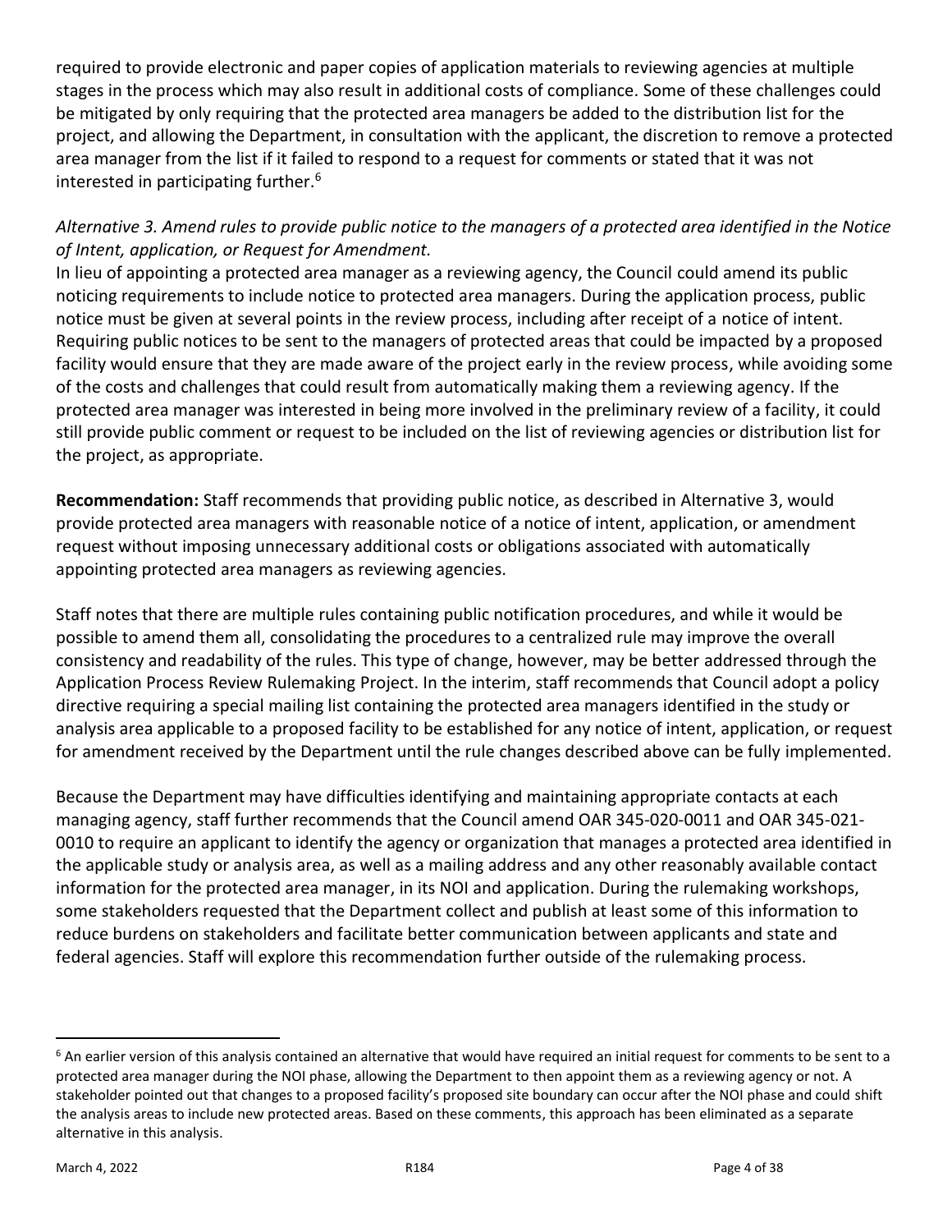required to provide electronic and paper copies of application materials to reviewing agencies at multiple stages in the process which may also result in additional costs of compliance. Some of these challenges could be mitigated by only requiring that the protected area managers be added to the distribution list for the project, and allowing the Department, in consultation with the applicant, the discretion to remove a protected area manager from the list if it failed to respond to a request for comments or stated that it was not interested in participating further.[6]

*Alternative 3. Amend rules to provide public notice to the managers of a protected area identified in the Notice of Intent, application, or Request for Amendment.*

In lieu of appointing a protected area manager as a reviewing agency, the Council could amend its public noticing requirements to include notice to protected area managers. During the application process, public notice must be given at several points in the review process, including after receipt of a notice of intent. Requiring public notices to be sent to the managers of protected areas that could be impacted by a proposed facility would ensure that they are made aware of the project early in the review process, while avoiding some of the costs and challenges that could result from automatically making them a reviewing agency. If the protected area manager was interested in being more involved in the preliminary review of a facility, it could still provide public comment or request to be included on the list of reviewing agencies or distribution list for the project, as appropriate.

**Recommendation:** Staff recommends that providing public notice, as described in Alternative 3, would provide protected area managers with reasonable notice of a notice of intent, application, or amendment request without imposing unnecessary additional costs or obligations associated with automatically appointing protected area managers as reviewing agencies.

Staff notes that there are multiple rules containing public notification procedures, and while it would be possible to amend them all, consolidating the procedures to a centralized rule may improve the overall consistency and readability of the rules. This type of change, however, may be better addressed through the Application Process Review Rulemaking Project. In the interim, staff recommends that Council adopt a policy directive requiring a special mailing list containing the protected area managers identified in the study or analysis area applicable to a proposed facility to be established for any notice of intent, application, or request for amendment received by the Department until the rule changes described above can be fully implemented.

Because the Department may have difficulties identifying and maintaining appropriate contacts at each managing agency, staff further recommends that the Council amend OAR 345-020-0011 and OAR 345-021-0010 to require an applicant to identify the agency or organization that manages a protected area identified in the applicable study or analysis area, as well as a mailing address and any other reasonably available contact information for the protected area manager, in its NOI and application. During the rulemaking workshops, some stakeholders requested that the Department collect and publish at least some of this information to reduce burdens on stakeholders and facilitate better communication between applicants and state and federal agencies. Staff will explore this recommendation further outside of the rulemaking process.

---

[6] An earlier version of this analysis contained an alternative that would have required an initial request for comments to be sent to a protected area manager during the NOI phase, allowing the Department to then appoint them as a reviewing agency or not. A stakeholder pointed out that changes to a proposed facility's proposed site boundary can occur after the NOI phase and could shift the analysis areas to include new protected areas. Based on these comments, this approach has been eliminated as a separate alternative in this analysis.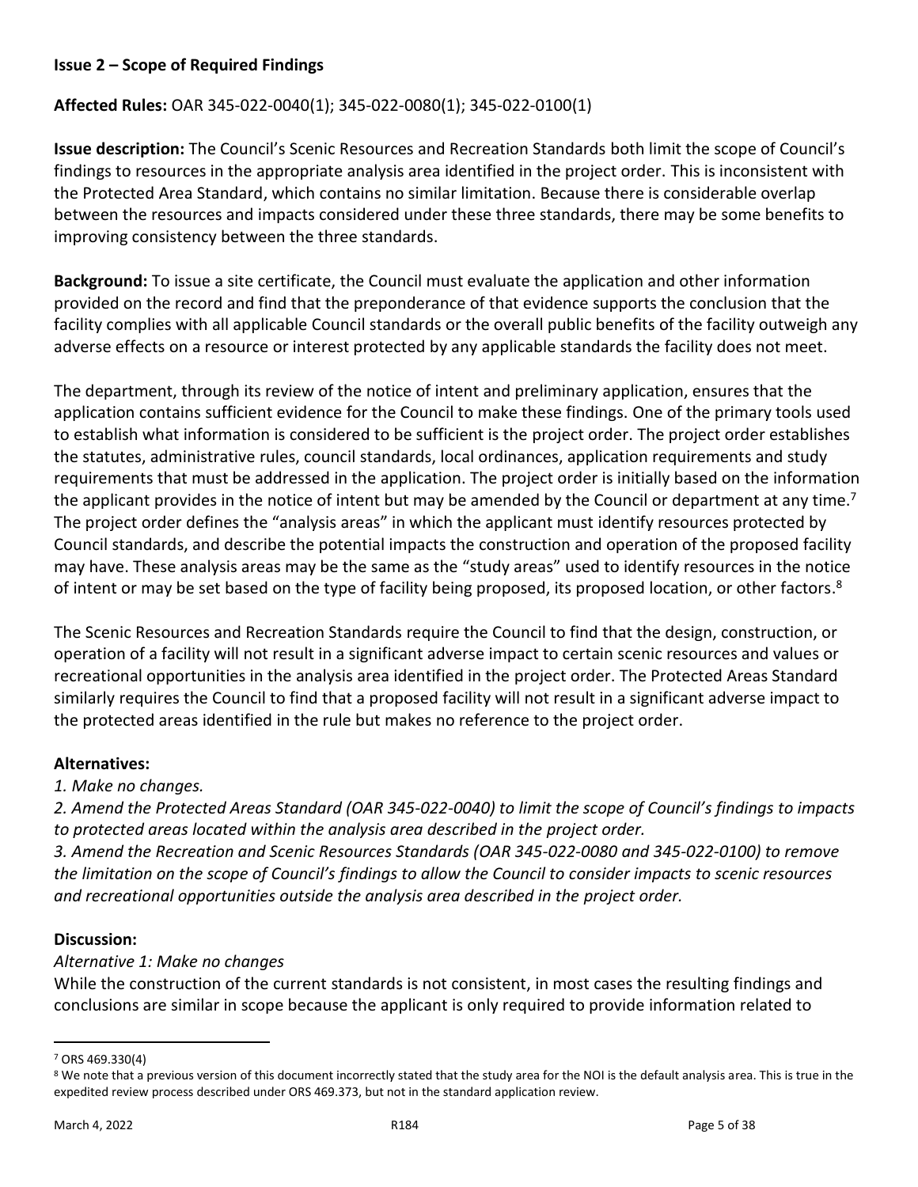**Issue 2 – Scope of Required Findings**

**Affected Rules:** OAR 345-022-0040(1); 345-022-0080(1); 345-022-0100(1)

**Issue description:** The Council's Scenic Resources and Recreation Standards both limit the scope of Council's findings to resources in the appropriate analysis area identified in the project order. This is inconsistent with the Protected Area Standard, which contains no similar limitation. Because there is considerable overlap between the resources and impacts considered under these three standards, there may be some benefits to improving consistency between the three standards.

**Background:** To issue a site certificate, the Council must evaluate the application and other information provided on the record and find that the preponderance of that evidence supports the conclusion that the facility complies with all applicable Council standards or the overall public benefits of the facility outweigh any adverse effects on a resource or interest protected by any applicable standards the facility does not meet.

The department, through its review of the notice of intent and preliminary application, ensures that the application contains sufficient evidence for the Council to make these findings. One of the primary tools used to establish what information is considered to be sufficient is the project order. The project order establishes the statutes, administrative rules, council standards, local ordinances, application requirements and study requirements that must be addressed in the application. The project order is initially based on the information the applicant provides in the notice of intent but may be amended by the Council or department at any time.[7] The project order defines the "analysis areas" in which the applicant must identify resources protected by Council standards, and describe the potential impacts the construction and operation of the proposed facility may have. These analysis areas may be the same as the "study areas" used to identify resources in the notice of intent or may be set based on the type of facility being proposed, its proposed location, or other factors.[8]

The Scenic Resources and Recreation Standards require the Council to find that the design, construction, or operation of a facility will not result in a significant adverse impact to certain scenic resources and values or recreational opportunities in the analysis area identified in the project order. The Protected Areas Standard similarly requires the Council to find that a proposed facility will not result in a significant adverse impact to the protected areas identified in the rule but makes no reference to the project order.

**Alternatives:**

*1. Make no changes.*

*2. Amend the Protected Areas Standard (OAR 345-022-0040) to limit the scope of Council's findings to impacts to protected areas located within the analysis area described in the project order.*

*3. Amend the Recreation and Scenic Resources Standards (OAR 345-022-0080 and 345-022-0100) to remove the limitation on the scope of Council's findings to allow the Council to consider impacts to scenic resources and recreational opportunities outside the analysis area described in the project order.*

**Discussion:**

*Alternative 1: Make no changes*

While the construction of the current standards is not consistent, in most cases the resulting findings and conclusions are similar in scope because the applicant is only required to provide information related to

---

[7] ORS 469.330(4)

[8] We note that a previous version of this document incorrectly stated that the study area for the NOI is the default analysis area. This is true in the expedited review process described under ORS 469.373, but not in the standard application review.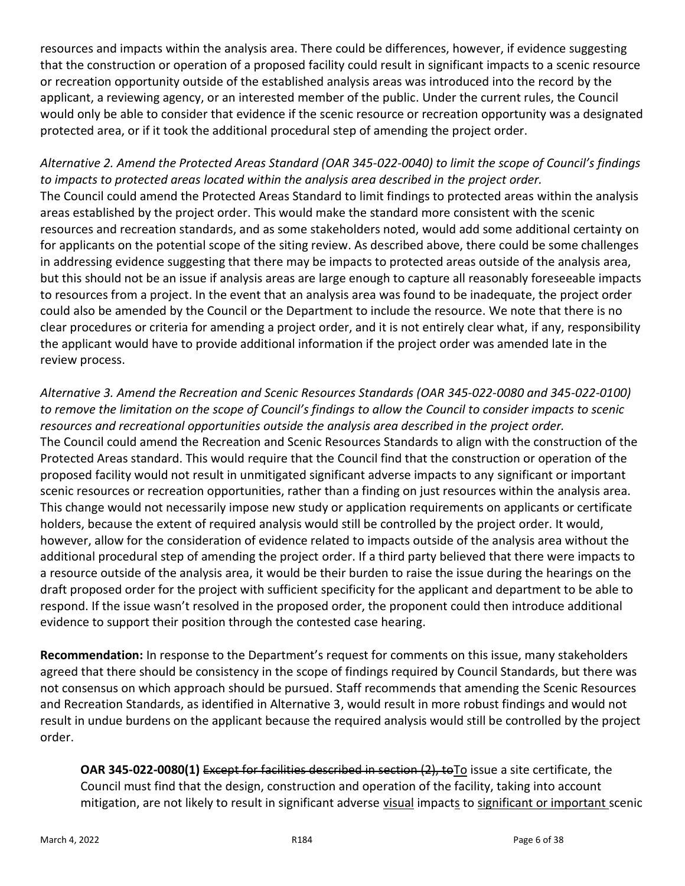resources and impacts within the analysis area. There could be differences, however, if evidence suggesting that the construction or operation of a proposed facility could result in significant impacts to a scenic resource or recreation opportunity outside of the established analysis areas was introduced into the record by the applicant, a reviewing agency, or an interested member of the public. Under the current rules, the Council would only be able to consider that evidence if the scenic resource or recreation opportunity was a designated protected area, or if it took the additional procedural step of amending the project order.

*Alternative 2. Amend the Protected Areas Standard (OAR 345-022-0040) to limit the scope of Council's findings to impacts to protected areas located within the analysis area described in the project order.*
The Council could amend the Protected Areas Standard to limit findings to protected areas within the analysis areas established by the project order. This would make the standard more consistent with the scenic resources and recreation standards, and as some stakeholders noted, would add some additional certainty on for applicants on the potential scope of the siting review. As described above, there could be some challenges in addressing evidence suggesting that there may be impacts to protected areas outside of the analysis area, but this should not be an issue if analysis areas are large enough to capture all reasonably foreseeable impacts to resources from a project. In the event that an analysis area was found to be inadequate, the project order could also be amended by the Council or the Department to include the resource. We note that there is no clear procedures or criteria for amending a project order, and it is not entirely clear what, if any, responsibility the applicant would have to provide additional information if the project order was amended late in the review process.

*Alternative 3. Amend the Recreation and Scenic Resources Standards (OAR 345-022-0080 and 345-022-0100) to remove the limitation on the scope of Council's findings to allow the Council to consider impacts to scenic resources and recreational opportunities outside the analysis area described in the project order.*
The Council could amend the Recreation and Scenic Resources Standards to align with the construction of the Protected Areas standard. This would require that the Council find that the construction or operation of the proposed facility would not result in unmitigated significant adverse impacts to any significant or important scenic resources or recreation opportunities, rather than a finding on just resources within the analysis area. This change would not necessarily impose new study or application requirements on applicants or certificate holders, because the extent of required analysis would still be controlled by the project order. It would, however, allow for the consideration of evidence related to impacts outside of the analysis area without the additional procedural step of amending the project order. If a third party believed that there were impacts to a resource outside of the analysis area, it would be their burden to raise the issue during the hearings on the draft proposed order for the project with sufficient specificity for the applicant and department to be able to respond. If the issue wasn't resolved in the proposed order, the proponent could then introduce additional evidence to support their position through the contested case hearing.

**Recommendation:** In response to the Department's request for comments on this issue, many stakeholders agreed that there should be consistency in the scope of findings required by Council Standards, but there was not consensus on which approach should be pursued. Staff recommends that amending the Scenic Resources and Recreation Standards, as identified in Alternative 3, would result in more robust findings and would not result in undue burdens on the applicant because the required analysis would still be controlled by the project order.

> **OAR 345-022-0080(1)** ~~Except for facilities described in section (2), to~~<u>To</u> issue a site certificate, the Council must find that the design, construction and operation of the facility, taking into account mitigation, are not likely to result in significant adverse <u>visual</u> impact<u>s</u> to <u>significant or important</u> scenic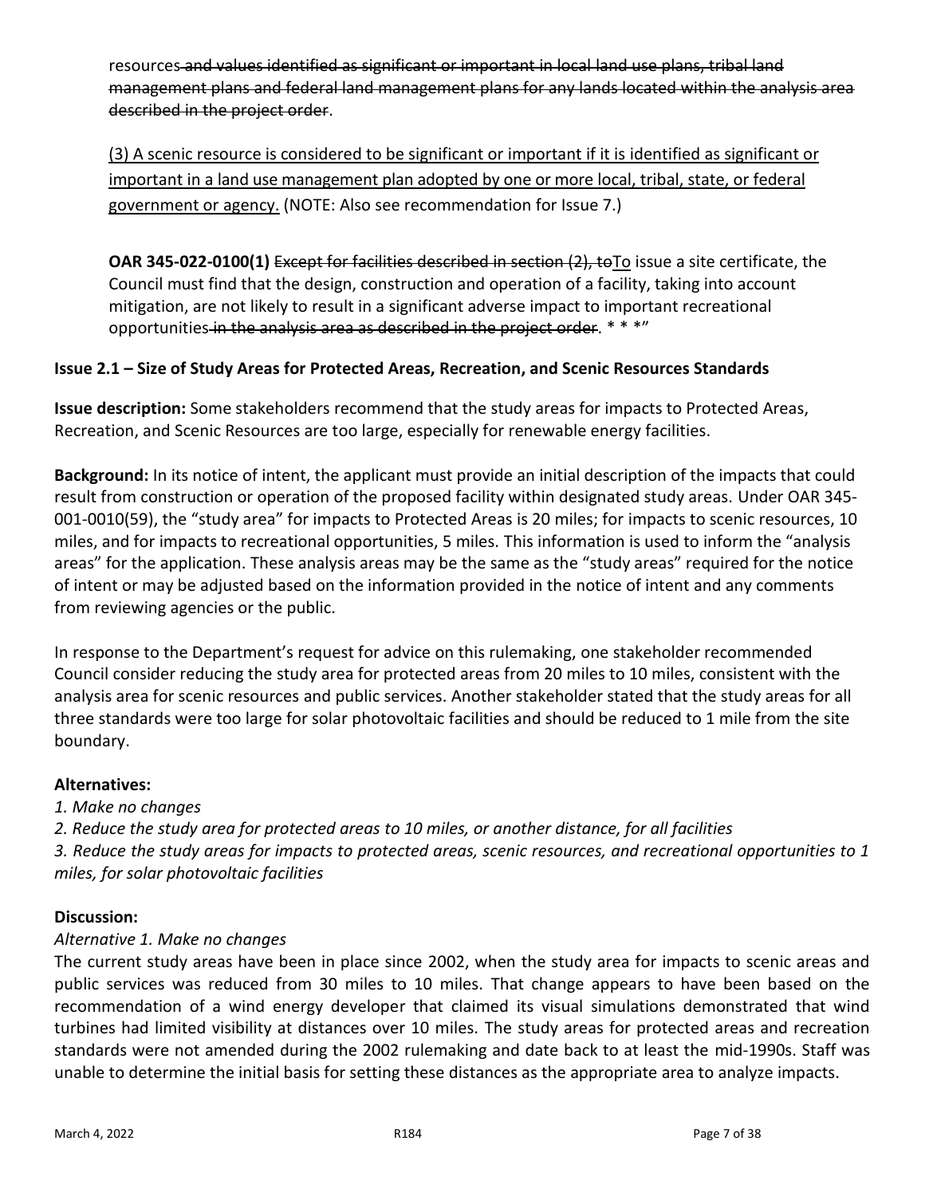resources ~~and values identified as significant or important in local land use plans, tribal land management plans and federal land management plans for any lands located within the analysis area described in the project order~~.

<u>(3) A scenic resource is considered to be significant or important if it is identified as significant or important in a land use management plan adopted by one or more local, tribal, state, or federal government or agency.</u> (NOTE: Also see recommendation for Issue 7.)

**OAR 345-022-0100(1)** ~~Except for facilities described in section (2), to~~<u>To</u> issue a site certificate, the Council must find that the design, construction and operation of a facility, taking into account mitigation, are not likely to result in a significant adverse impact to important recreational opportunities ~~in the analysis area as described in the project order~~. * * *"

**Issue 2.1 – Size of Study Areas for Protected Areas, Recreation, and Scenic Resources Standards**

**Issue description:** Some stakeholders recommend that the study areas for impacts to Protected Areas, Recreation, and Scenic Resources are too large, especially for renewable energy facilities.

**Background:** In its notice of intent, the applicant must provide an initial description of the impacts that could result from construction or operation of the proposed facility within designated study areas. Under OAR 345-001-0010(59), the "study area" for impacts to Protected Areas is 20 miles; for impacts to scenic resources, 10 miles, and for impacts to recreational opportunities, 5 miles. This information is used to inform the "analysis areas" for the application. These analysis areas may be the same as the "study areas" required for the notice of intent or may be adjusted based on the information provided in the notice of intent and any comments from reviewing agencies or the public.

In response to the Department's request for advice on this rulemaking, one stakeholder recommended Council consider reducing the study area for protected areas from 20 miles to 10 miles, consistent with the analysis area for scenic resources and public services. Another stakeholder stated that the study areas for all three standards were too large for solar photovoltaic facilities and should be reduced to 1 mile from the site boundary.

**Alternatives:**

*1. Make no changes*
*2. Reduce the study area for protected areas to 10 miles, or another distance, for all facilities*
*3. Reduce the study areas for impacts to protected areas, scenic resources, and recreational opportunities to 1 miles, for solar photovoltaic facilities*

**Discussion:**

*Alternative 1. Make no changes*
The current study areas have been in place since 2002, when the study area for impacts to scenic areas and public services was reduced from 30 miles to 10 miles. That change appears to have been based on the recommendation of a wind energy developer that claimed its visual simulations demonstrated that wind turbines had limited visibility at distances over 10 miles. The study areas for protected areas and recreation standards were not amended during the 2002 rulemaking and date back to at least the mid-1990s. Staff was unable to determine the initial basis for setting these distances as the appropriate area to analyze impacts.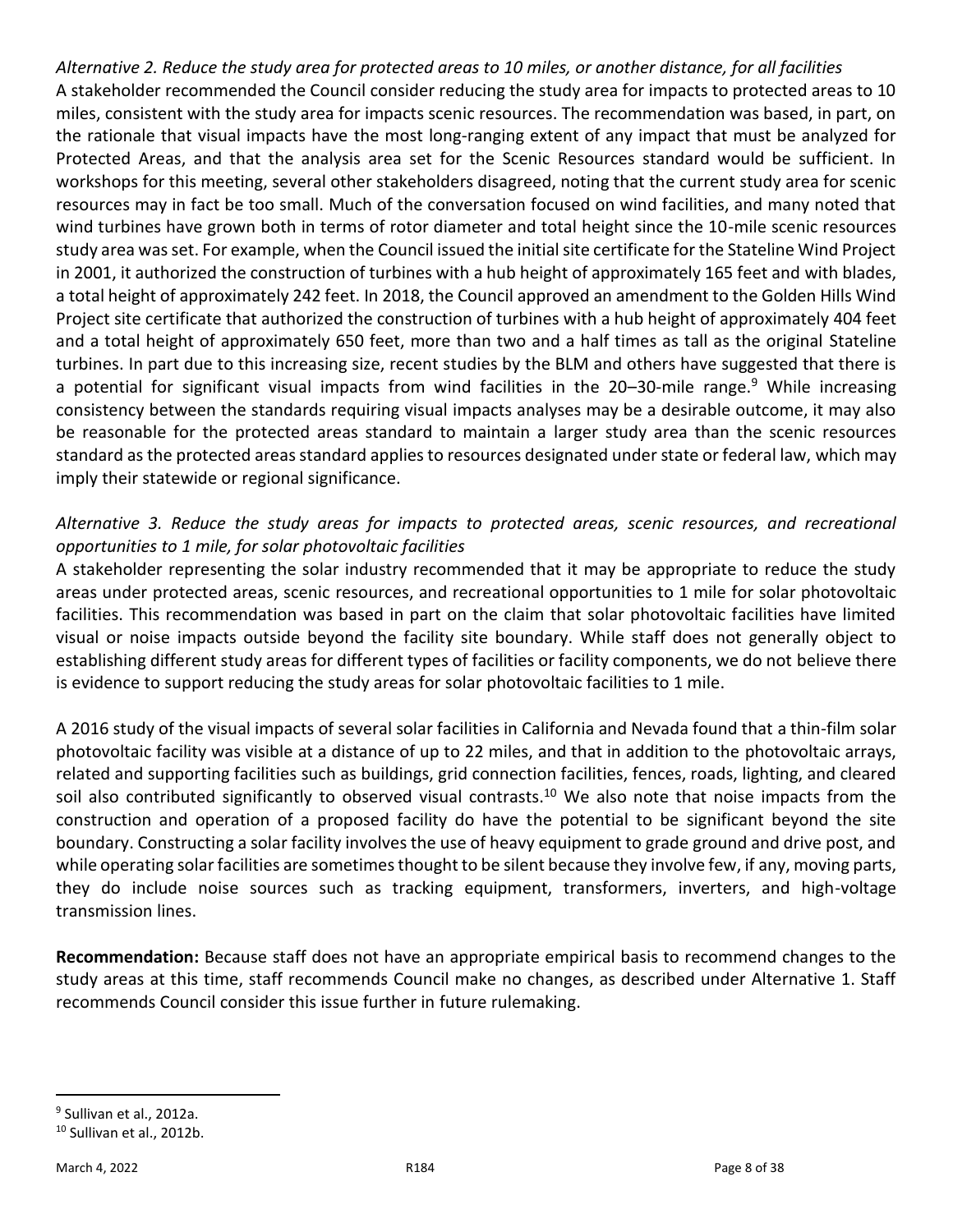*Alternative 2. Reduce the study area for protected areas to 10 miles, or another distance, for all facilities*

A stakeholder recommended the Council consider reducing the study area for impacts to protected areas to 10 miles, consistent with the study area for impacts scenic resources. The recommendation was based, in part, on the rationale that visual impacts have the most long-ranging extent of any impact that must be analyzed for Protected Areas, and that the analysis area set for the Scenic Resources standard would be sufficient. In workshops for this meeting, several other stakeholders disagreed, noting that the current study area for scenic resources may in fact be too small. Much of the conversation focused on wind facilities, and many noted that wind turbines have grown both in terms of rotor diameter and total height since the 10-mile scenic resources study area was set. For example, when the Council issued the initial site certificate for the Stateline Wind Project in 2001, it authorized the construction of turbines with a hub height of approximately 165 feet and with blades, a total height of approximately 242 feet. In 2018, the Council approved an amendment to the Golden Hills Wind Project site certificate that authorized the construction of turbines with a hub height of approximately 404 feet and a total height of approximately 650 feet, more than two and a half times as tall as the original Stateline turbines. In part due to this increasing size, recent studies by the BLM and others have suggested that there is a potential for significant visual impacts from wind facilities in the 20–30-mile range.[9] While increasing consistency between the standards requiring visual impacts analyses may be a desirable outcome, it may also be reasonable for the protected areas standard to maintain a larger study area than the scenic resources standard as the protected areas standard applies to resources designated under state or federal law, which may imply their statewide or regional significance.

*Alternative 3. Reduce the study areas for impacts to protected areas, scenic resources, and recreational opportunities to 1 mile, for solar photovoltaic facilities*

A stakeholder representing the solar industry recommended that it may be appropriate to reduce the study areas under protected areas, scenic resources, and recreational opportunities to 1 mile for solar photovoltaic facilities. This recommendation was based in part on the claim that solar photovoltaic facilities have limited visual or noise impacts outside beyond the facility site boundary. While staff does not generally object to establishing different study areas for different types of facilities or facility components, we do not believe there is evidence to support reducing the study areas for solar photovoltaic facilities to 1 mile.

A 2016 study of the visual impacts of several solar facilities in California and Nevada found that a thin-film solar photovoltaic facility was visible at a distance of up to 22 miles, and that in addition to the photovoltaic arrays, related and supporting facilities such as buildings, grid connection facilities, fences, roads, lighting, and cleared soil also contributed significantly to observed visual contrasts.[10] We also note that noise impacts from the construction and operation of a proposed facility do have the potential to be significant beyond the site boundary. Constructing a solar facility involves the use of heavy equipment to grade ground and drive post, and while operating solar facilities are sometimes thought to be silent because they involve few, if any, moving parts, they do include noise sources such as tracking equipment, transformers, inverters, and high-voltage transmission lines.

**Recommendation:** Because staff does not have an appropriate empirical basis to recommend changes to the study areas at this time, staff recommends Council make no changes, as described under Alternative 1. Staff recommends Council consider this issue further in future rulemaking.

---

[9] Sullivan et al., 2012a.

[10] Sullivan et al., 2012b.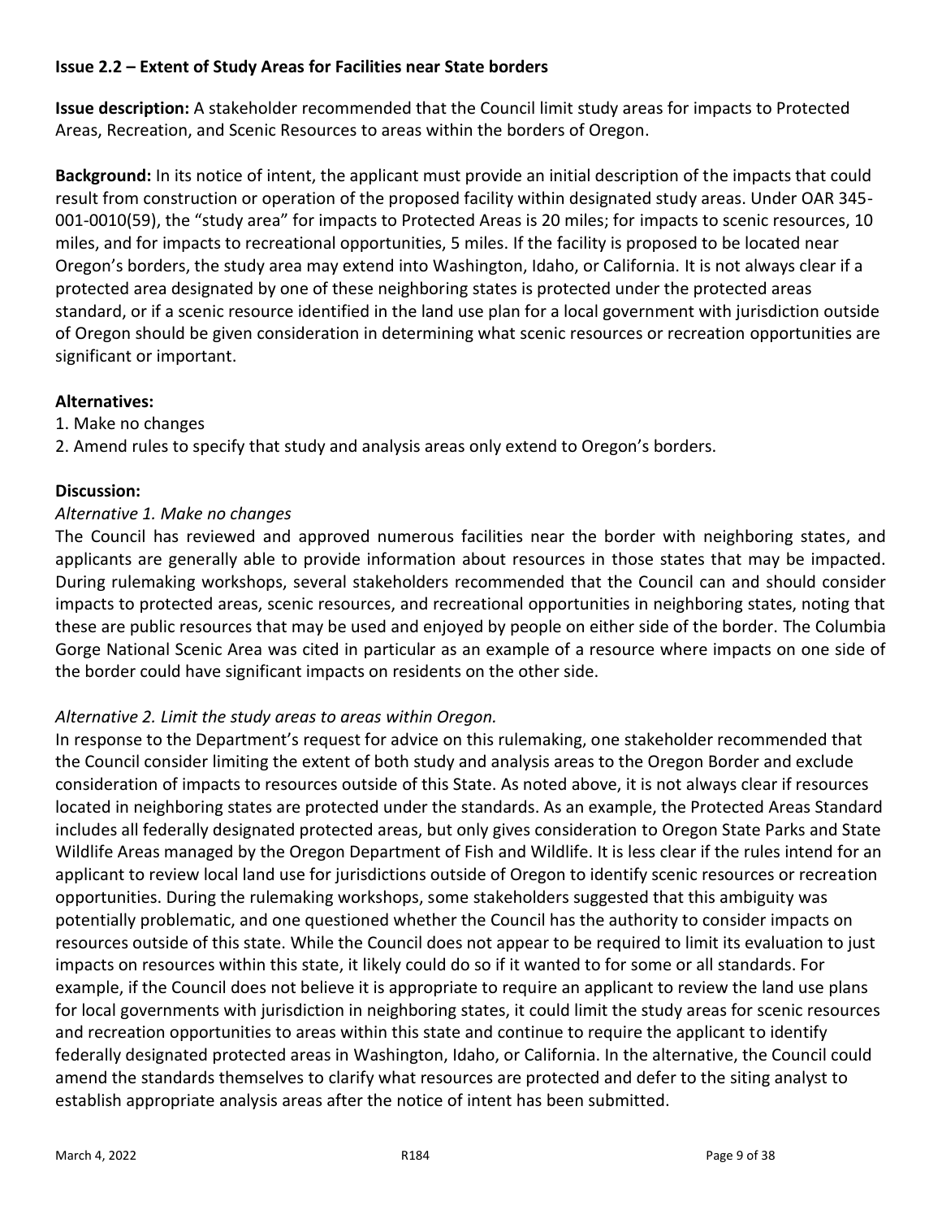**Issue 2.2 – Extent of Study Areas for Facilities near State borders**

**Issue description:** A stakeholder recommended that the Council limit study areas for impacts to Protected Areas, Recreation, and Scenic Resources to areas within the borders of Oregon.

**Background:** In its notice of intent, the applicant must provide an initial description of the impacts that could result from construction or operation of the proposed facility within designated study areas. Under OAR 345-001-0010(59), the "study area" for impacts to Protected Areas is 20 miles; for impacts to scenic resources, 10 miles, and for impacts to recreational opportunities, 5 miles. If the facility is proposed to be located near Oregon's borders, the study area may extend into Washington, Idaho, or California. It is not always clear if a protected area designated by one of these neighboring states is protected under the protected areas standard, or if a scenic resource identified in the land use plan for a local government with jurisdiction outside of Oregon should be given consideration in determining what scenic resources or recreation opportunities are significant or important.

**Alternatives:**

1. Make no changes
2. Amend rules to specify that study and analysis areas only extend to Oregon's borders.

**Discussion:**

*Alternative 1. Make no changes*

The Council has reviewed and approved numerous facilities near the border with neighboring states, and applicants are generally able to provide information about resources in those states that may be impacted. During rulemaking workshops, several stakeholders recommended that the Council can and should consider impacts to protected areas, scenic resources, and recreational opportunities in neighboring states, noting that these are public resources that may be used and enjoyed by people on either side of the border. The Columbia Gorge National Scenic Area was cited in particular as an example of a resource where impacts on one side of the border could have significant impacts on residents on the other side.

*Alternative 2. Limit the study areas to areas within Oregon.*

In response to the Department's request for advice on this rulemaking, one stakeholder recommended that the Council consider limiting the extent of both study and analysis areas to the Oregon Border and exclude consideration of impacts to resources outside of this State. As noted above, it is not always clear if resources located in neighboring states are protected under the standards. As an example, the Protected Areas Standard includes all federally designated protected areas, but only gives consideration to Oregon State Parks and State Wildlife Areas managed by the Oregon Department of Fish and Wildlife. It is less clear if the rules intend for an applicant to review local land use for jurisdictions outside of Oregon to identify scenic resources or recreation opportunities. During the rulemaking workshops, some stakeholders suggested that this ambiguity was potentially problematic, and one questioned whether the Council has the authority to consider impacts on resources outside of this state. While the Council does not appear to be required to limit its evaluation to just impacts on resources within this state, it likely could do so if it wanted to for some or all standards. For example, if the Council does not believe it is appropriate to require an applicant to review the land use plans for local governments with jurisdiction in neighboring states, it could limit the study areas for scenic resources and recreation opportunities to areas within this state and continue to require the applicant to identify federally designated protected areas in Washington, Idaho, or California. In the alternative, the Council could amend the standards themselves to clarify what resources are protected and defer to the siting analyst to establish appropriate analysis areas after the notice of intent has been submitted.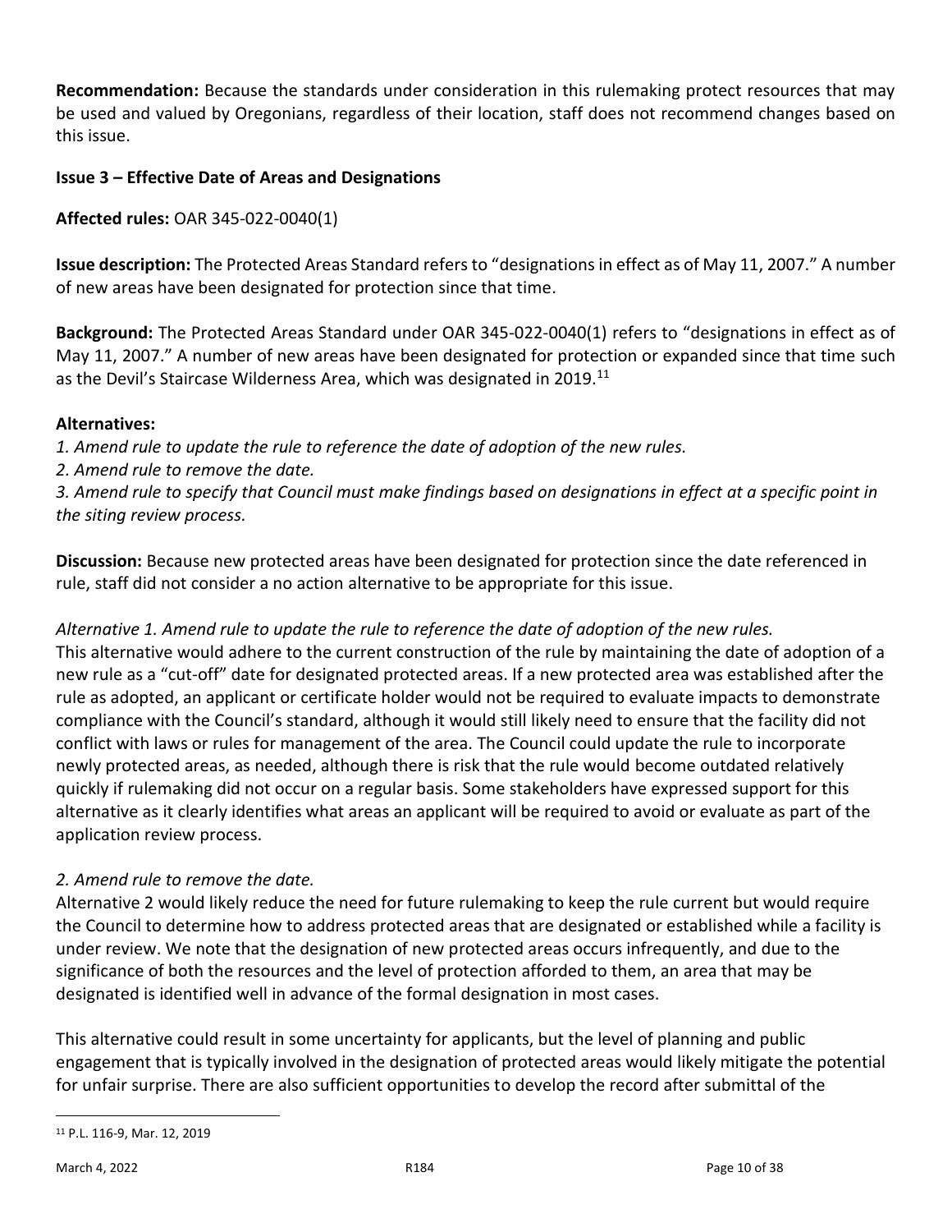**Recommendation:** Because the standards under consideration in this rulemaking protect resources that may be used and valued by Oregonians, regardless of their location, staff does not recommend changes based on this issue.

**Issue 3 – Effective Date of Areas and Designations**

**Affected rules:** OAR 345-022-0040(1)

**Issue description:** The Protected Areas Standard refers to "designations in effect as of May 11, 2007." A number of new areas have been designated for protection since that time.

**Background:** The Protected Areas Standard under OAR 345-022-0040(1) refers to "designations in effect as of May 11, 2007." A number of new areas have been designated for protection or expanded since that time such as the Devil's Staircase Wilderness Area, which was designated in 2019.[11]

**Alternatives:**

*1. Amend rule to update the rule to reference the date of adoption of the new rules.*

*2. Amend rule to remove the date.*

*3. Amend rule to specify that Council must make findings based on designations in effect at a specific point in the siting review process.*

**Discussion:** Because new protected areas have been designated for protection since the date referenced in rule, staff did not consider a no action alternative to be appropriate for this issue.

*Alternative 1. Amend rule to update the rule to reference the date of adoption of the new rules.*

This alternative would adhere to the current construction of the rule by maintaining the date of adoption of a new rule as a "cut-off" date for designated protected areas. If a new protected area was established after the rule as adopted, an applicant or certificate holder would not be required to evaluate impacts to demonstrate compliance with the Council's standard, although it would still likely need to ensure that the facility did not conflict with laws or rules for management of the area. The Council could update the rule to incorporate newly protected areas, as needed, although there is risk that the rule would become outdated relatively quickly if rulemaking did not occur on a regular basis. Some stakeholders have expressed support for this alternative as it clearly identifies what areas an applicant will be required to avoid or evaluate as part of the application review process.

*2. Amend rule to remove the date.*

Alternative 2 would likely reduce the need for future rulemaking to keep the rule current but would require the Council to determine how to address protected areas that are designated or established while a facility is under review. We note that the designation of new protected areas occurs infrequently, and due to the significance of both the resources and the level of protection afforded to them, an area that may be designated is identified well in advance of the formal designation in most cases.

This alternative could result in some uncertainty for applicants, but the level of planning and public engagement that is typically involved in the designation of protected areas would likely mitigate the potential for unfair surprise. There are also sufficient opportunities to develop the record after submittal of the

[11] P.L. 116-9, Mar. 12, 2019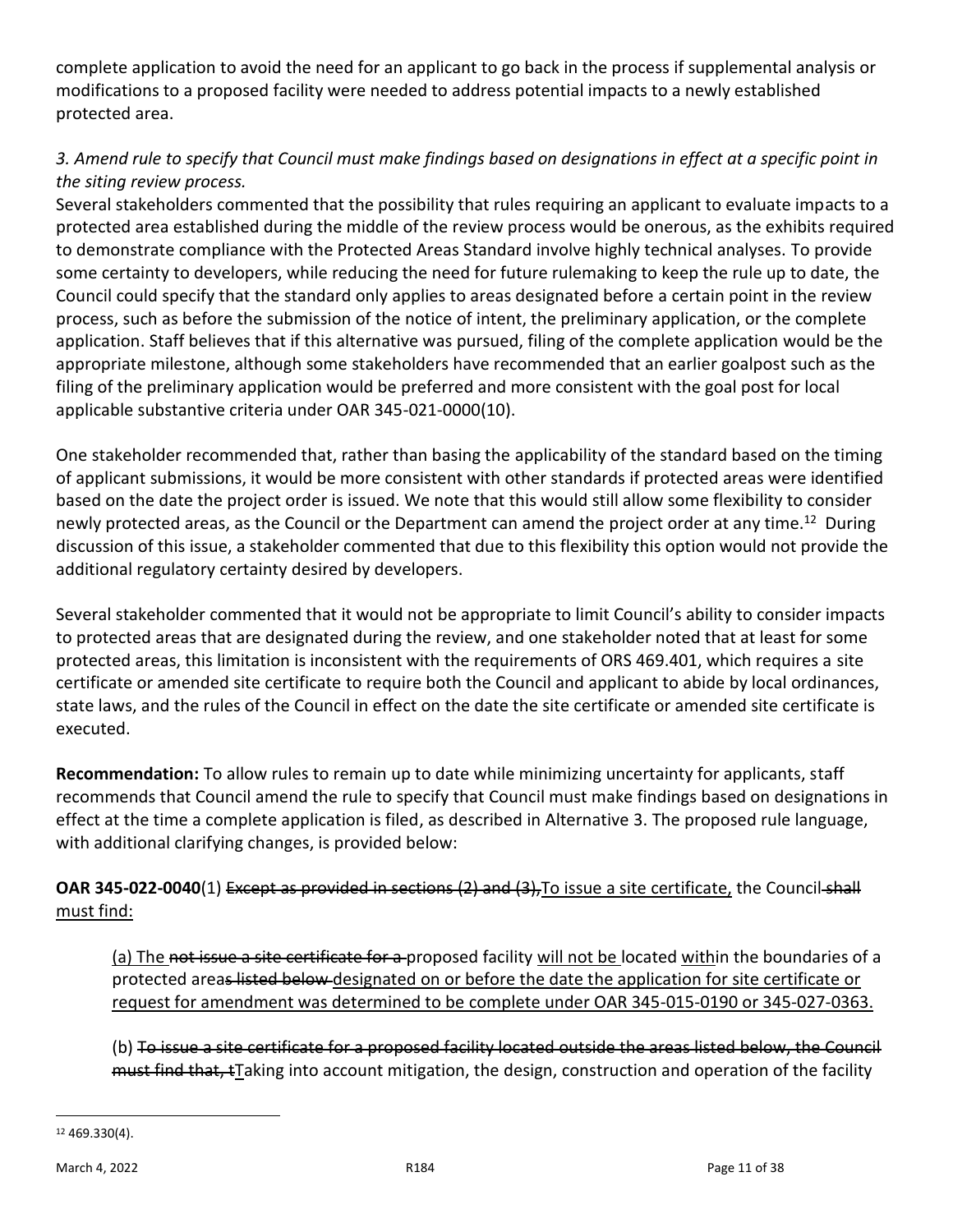complete application to avoid the need for an applicant to go back in the process if supplemental analysis or modifications to a proposed facility were needed to address potential impacts to a newly established protected area.

*3. Amend rule to specify that Council must make findings based on designations in effect at a specific point in the siting review process.*

Several stakeholders commented that the possibility that rules requiring an applicant to evaluate impacts to a protected area established during the middle of the review process would be onerous, as the exhibits required to demonstrate compliance with the Protected Areas Standard involve highly technical analyses. To provide some certainty to developers, while reducing the need for future rulemaking to keep the rule up to date, the Council could specify that the standard only applies to areas designated before a certain point in the review process, such as before the submission of the notice of intent, the preliminary application, or the complete application. Staff believes that if this alternative was pursued, filing of the complete application would be the appropriate milestone, although some stakeholders have recommended that an earlier goalpost such as the filing of the preliminary application would be preferred and more consistent with the goal post for local applicable substantive criteria under OAR 345-021-0000(10).

One stakeholder recommended that, rather than basing the applicability of the standard based on the timing of applicant submissions, it would be more consistent with other standards if protected areas were identified based on the date the project order is issued. We note that this would still allow some flexibility to consider newly protected areas, as the Council or the Department can amend the project order at any time.[12] During discussion of this issue, a stakeholder commented that due to this flexibility this option would not provide the additional regulatory certainty desired by developers.

Several stakeholder commented that it would not be appropriate to limit Council's ability to consider impacts to protected areas that are designated during the review, and one stakeholder noted that at least for some protected areas, this limitation is inconsistent with the requirements of ORS 469.401, which requires a site certificate or amended site certificate to require both the Council and applicant to abide by local ordinances, state laws, and the rules of the Council in effect on the date the site certificate or amended site certificate is executed.

**Recommendation:** To allow rules to remain up to date while minimizing uncertainty for applicants, staff recommends that Council amend the rule to specify that Council must make findings based on designations in effect at the time a complete application is filed, as described in Alternative 3. The proposed rule language, with additional clarifying changes, is provided below:

**OAR 345-022-0040**(1) ~~Except as provided in sections (2) and (3),~~<u>To issue a site certificate,</u> the Council ~~shall~~ <u>must find:</u>

> <u>(a) The</u> ~~not issue a site certificate for a~~ proposed facility <u>will not be</u> located <u>with</u>in the boundaries of a protected area~~s listed below~~ <u>designated on or before the date the application for site certificate or request for amendment was determined to be complete under OAR 345-015-0190 or 345-027-0363.</u>
>
> (b) ~~To issue a site certificate for a proposed facility located outside the areas listed below, the Council must find that, t~~<u>T</u>aking into account mitigation, the design, construction and operation of the facility

[12] 469.330(4).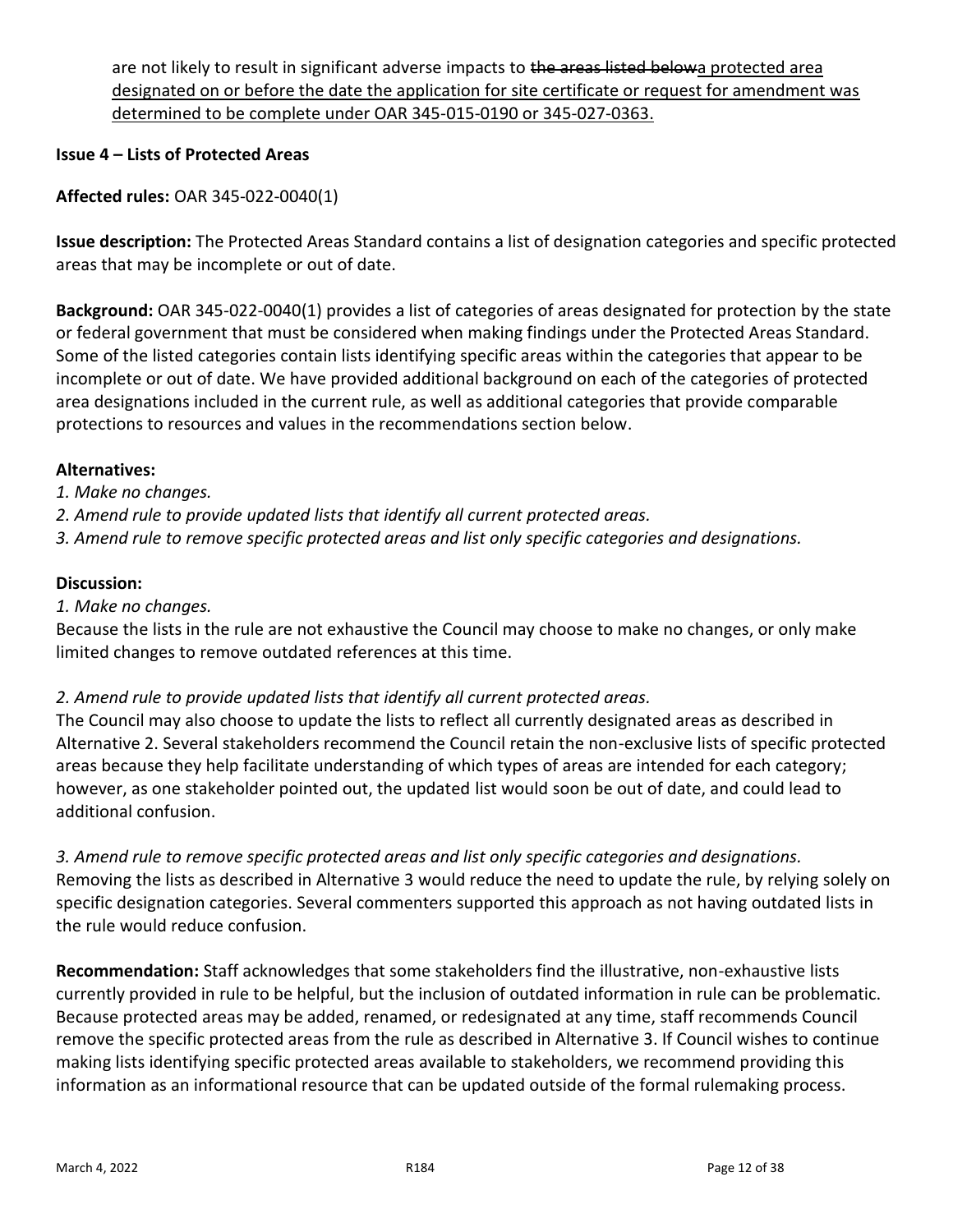are not likely to result in significant adverse impacts to ~~the areas listed below~~a protected area designated on or before the date the application for site certificate or request for amendment was determined to be complete under OAR 345-015-0190 or 345-027-0363.

**Issue 4 – Lists of Protected Areas**

**Affected rules:** OAR 345-022-0040(1)

**Issue description:** The Protected Areas Standard contains a list of designation categories and specific protected areas that may be incomplete or out of date.

**Background:** OAR 345-022-0040(1) provides a list of categories of areas designated for protection by the state or federal government that must be considered when making findings under the Protected Areas Standard. Some of the listed categories contain lists identifying specific areas within the categories that appear to be incomplete or out of date. We have provided additional background on each of the categories of protected area designations included in the current rule, as well as additional categories that provide comparable protections to resources and values in the recommendations section below.

**Alternatives:**

*1. Make no changes.*
*2. Amend rule to provide updated lists that identify all current protected areas.*
*3. Amend rule to remove specific protected areas and list only specific categories and designations.*

**Discussion:**

*1. Make no changes.*
Because the lists in the rule are not exhaustive the Council may choose to make no changes, or only make limited changes to remove outdated references at this time.

*2. Amend rule to provide updated lists that identify all current protected areas.*
The Council may also choose to update the lists to reflect all currently designated areas as described in Alternative 2. Several stakeholders recommend the Council retain the non-exclusive lists of specific protected areas because they help facilitate understanding of which types of areas are intended for each category; however, as one stakeholder pointed out, the updated list would soon be out of date, and could lead to additional confusion.

*3. Amend rule to remove specific protected areas and list only specific categories and designations.*
Removing the lists as described in Alternative 3 would reduce the need to update the rule, by relying solely on specific designation categories. Several commenters supported this approach as not having outdated lists in the rule would reduce confusion.

**Recommendation:** Staff acknowledges that some stakeholders find the illustrative, non-exhaustive lists currently provided in rule to be helpful, but the inclusion of outdated information in rule can be problematic. Because protected areas may be added, renamed, or redesignated at any time, staff recommends Council remove the specific protected areas from the rule as described in Alternative 3. If Council wishes to continue making lists identifying specific protected areas available to stakeholders, we recommend providing this information as an informational resource that can be updated outside of the formal rulemaking process.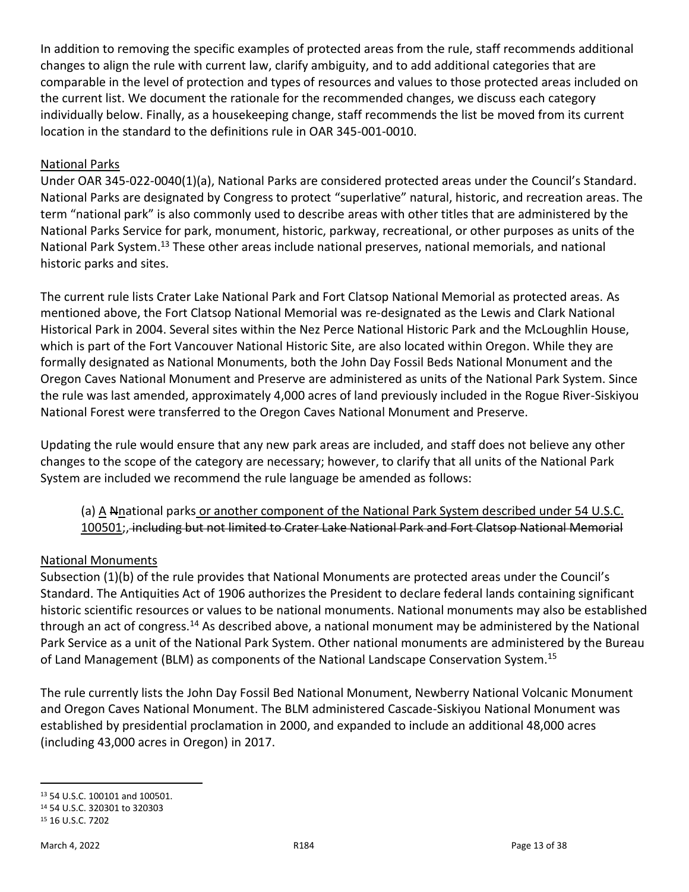In addition to removing the specific examples of protected areas from the rule, staff recommends additional changes to align the rule with current law, clarify ambiguity, and to add additional categories that are comparable in the level of protection and types of resources and values to those protected areas included on the current list. We document the rationale for the recommended changes, we discuss each category individually below. Finally, as a housekeeping change, staff recommends the list be moved from its current location in the standard to the definitions rule in OAR 345-001-0010.

<u>National Parks</u>

Under OAR 345-022-0040(1)(a), National Parks are considered protected areas under the Council's Standard. National Parks are designated by Congress to protect "superlative" natural, historic, and recreation areas. The term "national park" is also commonly used to describe areas with other titles that are administered by the National Parks Service for park, monument, historic, parkway, recreational, or other purposes as units of the National Park System.[13] These other areas include national preserves, national memorials, and national historic parks and sites.

The current rule lists Crater Lake National Park and Fort Clatsop National Memorial as protected areas. As mentioned above, the Fort Clatsop National Memorial was re-designated as the Lewis and Clark National Historical Park in 2004. Several sites within the Nez Perce National Historic Park and the McLoughlin House, which is part of the Fort Vancouver National Historic Site, are also located within Oregon. While they are formally designated as National Monuments, both the John Day Fossil Beds National Monument and the Oregon Caves National Monument and Preserve are administered as units of the National Park System. Since the rule was last amended, approximately 4,000 acres of land previously included in the Rogue River-Siskiyou National Forest were transferred to the Oregon Caves National Monument and Preserve.

Updating the rule would ensure that any new park areas are included, and staff does not believe any other changes to the scope of the category are necessary; however, to clarify that all units of the National Park System are included we recommend the rule language be amended as follows:

> (a) <u>A</u> ~~N~~national parks<u> or another component of the National Park System described under 54 U.S.C. 100501</u>;~~, including but not limited to Crater Lake National Park and Fort Clatsop National Memorial~~

<u>National Monuments</u>

Subsection (1)(b) of the rule provides that National Monuments are protected areas under the Council's Standard. The Antiquities Act of 1906 authorizes the President to declare federal lands containing significant historic scientific resources or values to be national monuments. National monuments may also be established through an act of congress.[14] As described above, a national monument may be administered by the National Park Service as a unit of the National Park System. Other national monuments are administered by the Bureau of Land Management (BLM) as components of the National Landscape Conservation System.[15]

The rule currently lists the John Day Fossil Bed National Monument, Newberry National Volcanic Monument and Oregon Caves National Monument. The BLM administered Cascade-Siskiyou National Monument was established by presidential proclamation in 2000, and expanded to include an additional 48,000 acres (including 43,000 acres in Oregon) in 2017.

---

[13] 54 U.S.C. 100101 and 100501.

[14] 54 U.S.C. 320301 to 320303

[15] 16 U.S.C. 7202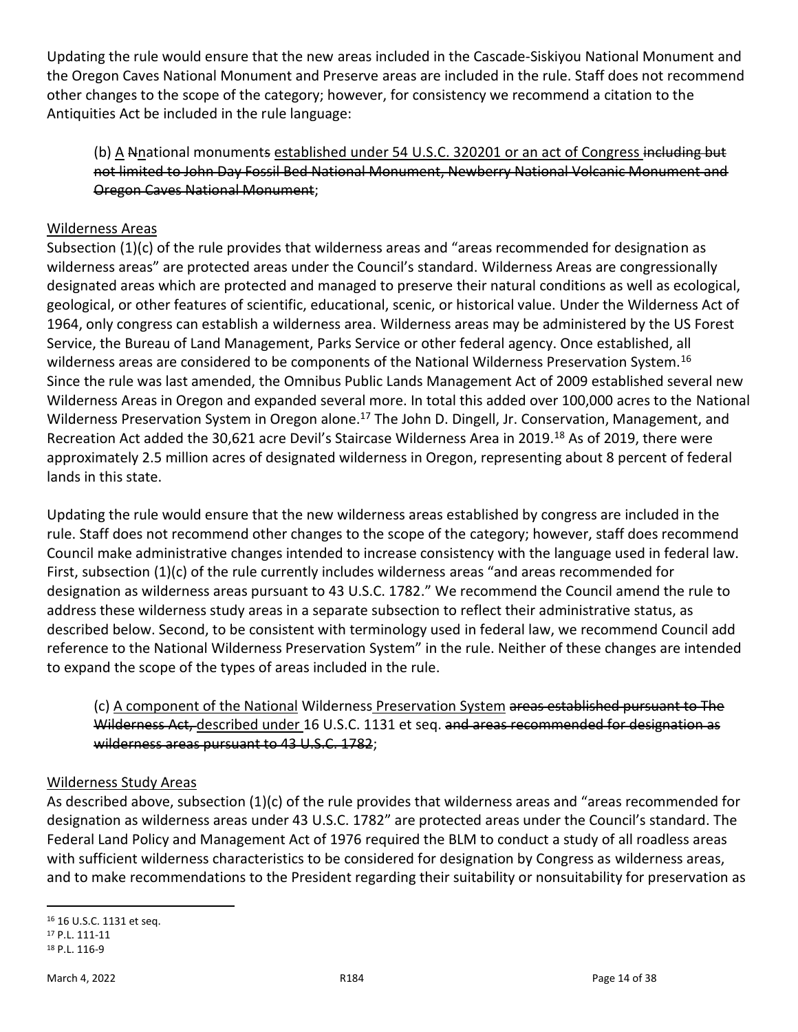Updating the rule would ensure that the new areas included in the Cascade-Siskiyou National Monument and the Oregon Caves National Monument and Preserve areas are included in the rule. Staff does not recommend other changes to the scope of the category; however, for consistency we recommend a citation to the Antiquities Act be included in the rule language:

> (b) <u>A</u> ~~N~~<u>n</u>ational monument~~s~~ <u>established under 54 U.S.C. 320201 or an act of Congress</u> ~~including but not limited to John Day Fossil Bed National Monument, Newberry National Volcanic Monument and Oregon Caves National Monument~~;

<u>Wilderness Areas</u>

Subsection (1)(c) of the rule provides that wilderness areas and "areas recommended for designation as wilderness areas" are protected areas under the Council's standard. Wilderness Areas are congressionally designated areas which are protected and managed to preserve their natural conditions as well as ecological, geological, or other features of scientific, educational, scenic, or historical value. Under the Wilderness Act of 1964, only congress can establish a wilderness area. Wilderness areas may be administered by the US Forest Service, the Bureau of Land Management, Parks Service or other federal agency. Once established, all wilderness areas are considered to be components of the National Wilderness Preservation System.[16] Since the rule was last amended, the Omnibus Public Lands Management Act of 2009 established several new Wilderness Areas in Oregon and expanded several more. In total this added over 100,000 acres to the National Wilderness Preservation System in Oregon alone.[17] The John D. Dingell, Jr. Conservation, Management, and Recreation Act added the 30,621 acre Devil's Staircase Wilderness Area in 2019.[18] As of 2019, there were approximately 2.5 million acres of designated wilderness in Oregon, representing about 8 percent of federal lands in this state.

Updating the rule would ensure that the new wilderness areas established by congress are included in the rule. Staff does not recommend other changes to the scope of the category; however, staff does recommend Council make administrative changes intended to increase consistency with the language used in federal law. First, subsection (1)(c) of the rule currently includes wilderness areas "and areas recommended for designation as wilderness areas pursuant to 43 U.S.C. 1782." We recommend the Council amend the rule to address these wilderness study areas in a separate subsection to reflect their administrative status, as described below. Second, to be consistent with terminology used in federal law, we recommend Council add reference to the National Wilderness Preservation System" in the rule. Neither of these changes are intended to expand the scope of the types of areas included in the rule.

> (c) <u>A component of the National</u> Wilderness <u>Preservation System</u> ~~areas established pursuant to The Wilderness Act,~~ <u>described under</u> 16 U.S.C. 1131 et seq. ~~and areas recommended for designation as wilderness areas pursuant to 43 U.S.C. 1782~~;

<u>Wilderness Study Areas</u>

As described above, subsection (1)(c) of the rule provides that wilderness areas and "areas recommended for designation as wilderness areas under 43 U.S.C. 1782" are protected areas under the Council's standard. The Federal Land Policy and Management Act of 1976 required the BLM to conduct a study of all roadless areas with sufficient wilderness characteristics to be considered for designation by Congress as wilderness areas, and to make recommendations to the President regarding their suitability or nonsuitability for preservation as

---

[16] 16 U.S.C. 1131 et seq.

[17] P.L. 111-11

[18] P.L. 116-9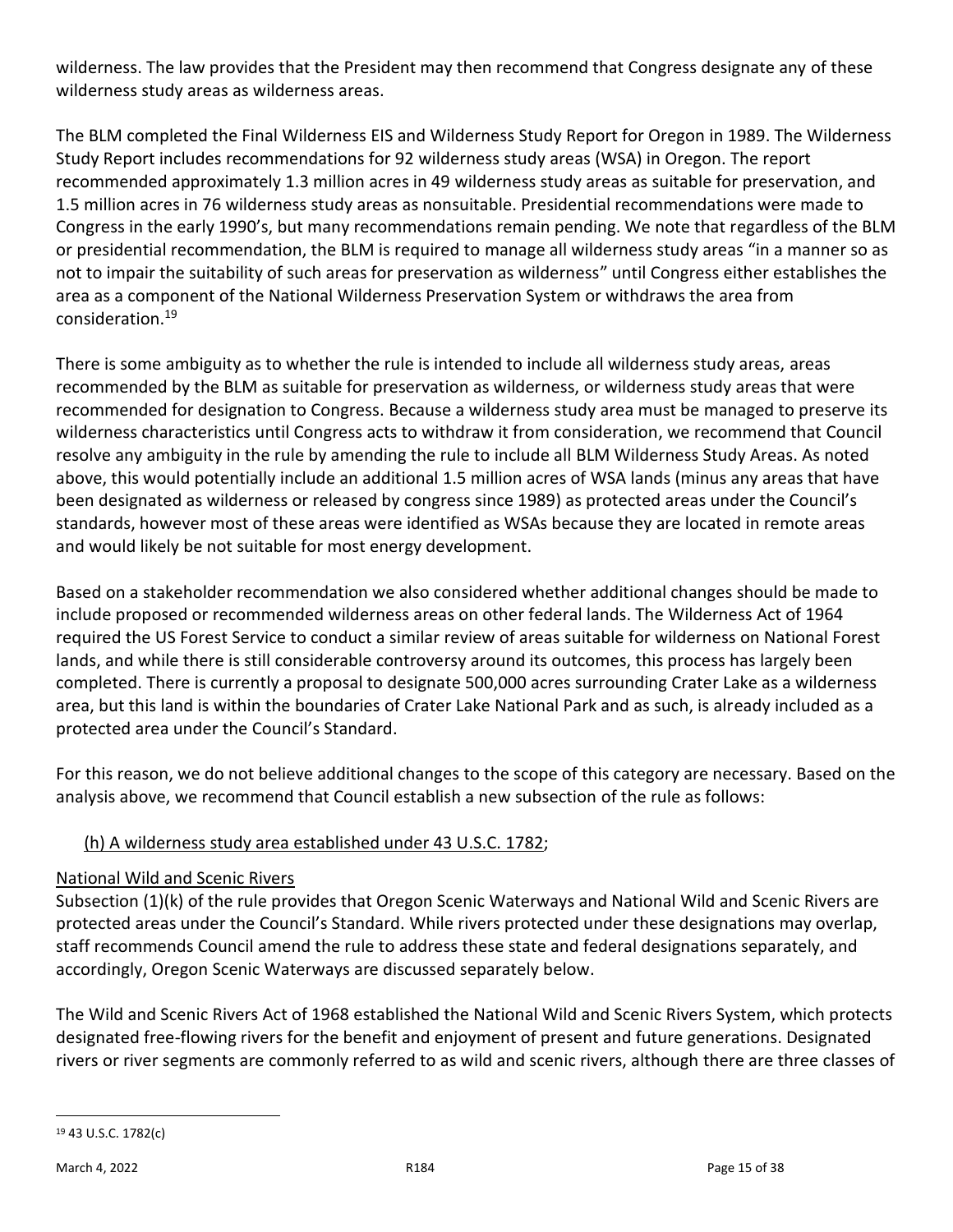wilderness. The law provides that the President may then recommend that Congress designate any of these wilderness study areas as wilderness areas.

The BLM completed the Final Wilderness EIS and Wilderness Study Report for Oregon in 1989. The Wilderness Study Report includes recommendations for 92 wilderness study areas (WSA) in Oregon. The report recommended approximately 1.3 million acres in 49 wilderness study areas as suitable for preservation, and 1.5 million acres in 76 wilderness study areas as nonsuitable. Presidential recommendations were made to Congress in the early 1990's, but many recommendations remain pending. We note that regardless of the BLM or presidential recommendation, the BLM is required to manage all wilderness study areas "in a manner so as not to impair the suitability of such areas for preservation as wilderness" until Congress either establishes the area as a component of the National Wilderness Preservation System or withdraws the area from consideration.[19]

There is some ambiguity as to whether the rule is intended to include all wilderness study areas, areas recommended by the BLM as suitable for preservation as wilderness, or wilderness study areas that were recommended for designation to Congress. Because a wilderness study area must be managed to preserve its wilderness characteristics until Congress acts to withdraw it from consideration, we recommend that Council resolve any ambiguity in the rule by amending the rule to include all BLM Wilderness Study Areas. As noted above, this would potentially include an additional 1.5 million acres of WSA lands (minus any areas that have been designated as wilderness or released by congress since 1989) as protected areas under the Council's standards, however most of these areas were identified as WSAs because they are located in remote areas and would likely be not suitable for most energy development.

Based on a stakeholder recommendation we also considered whether additional changes should be made to include proposed or recommended wilderness areas on other federal lands. The Wilderness Act of 1964 required the US Forest Service to conduct a similar review of areas suitable for wilderness on National Forest lands, and while there is still considerable controversy around its outcomes, this process has largely been completed. There is currently a proposal to designate 500,000 acres surrounding Crater Lake as a wilderness area, but this land is within the boundaries of Crater Lake National Park and as such, is already included as a protected area under the Council's Standard.

For this reason, we do not believe additional changes to the scope of this category are necessary. Based on the analysis above, we recommend that Council establish a new subsection of the rule as follows:

<u>(h) A wilderness study area established under 43 U.S.C. 1782</u>;

<u>National Wild and Scenic Rivers</u>

Subsection (1)(k) of the rule provides that Oregon Scenic Waterways and National Wild and Scenic Rivers are protected areas under the Council's Standard. While rivers protected under these designations may overlap, staff recommends Council amend the rule to address these state and federal designations separately, and accordingly, Oregon Scenic Waterways are discussed separately below.

The Wild and Scenic Rivers Act of 1968 established the National Wild and Scenic Rivers System, which protects designated free-flowing rivers for the benefit and enjoyment of present and future generations. Designated rivers or river segments are commonly referred to as wild and scenic rivers, although there are three classes of

[19] 43 U.S.C. 1782(c)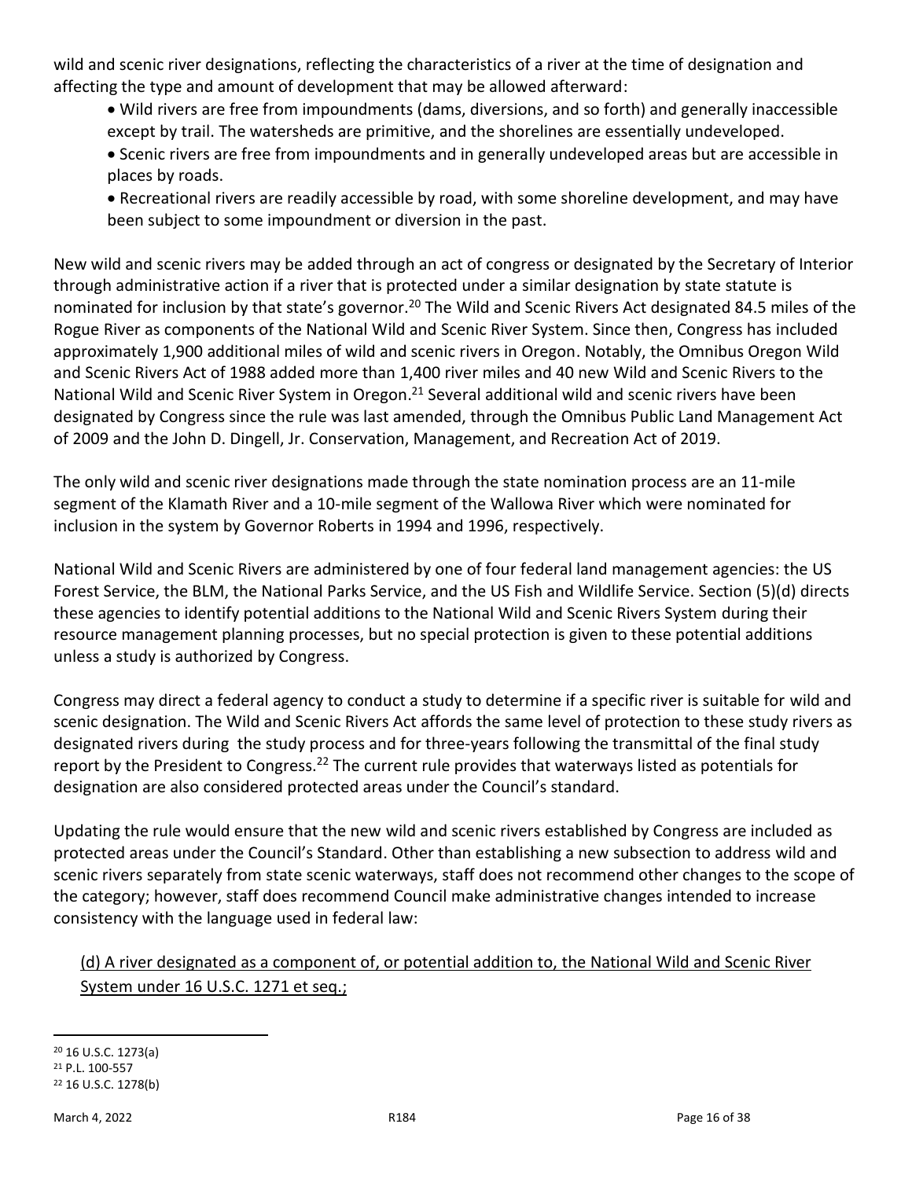wild and scenic river designations, reflecting the characteristics of a river at the time of designation and affecting the type and amount of development that may be allowed afterward:

- Wild rivers are free from impoundments (dams, diversions, and so forth) and generally inaccessible except by trail. The watersheds are primitive, and the shorelines are essentially undeveloped.
- Scenic rivers are free from impoundments and in generally undeveloped areas but are accessible in places by roads.
- Recreational rivers are readily accessible by road, with some shoreline development, and may have been subject to some impoundment or diversion in the past.

New wild and scenic rivers may be added through an act of congress or designated by the Secretary of Interior through administrative action if a river that is protected under a similar designation by state statute is nominated for inclusion by that state's governor.[20] The Wild and Scenic Rivers Act designated 84.5 miles of the Rogue River as components of the National Wild and Scenic River System. Since then, Congress has included approximately 1,900 additional miles of wild and scenic rivers in Oregon. Notably, the Omnibus Oregon Wild and Scenic Rivers Act of 1988 added more than 1,400 river miles and 40 new Wild and Scenic Rivers to the National Wild and Scenic River System in Oregon.[21] Several additional wild and scenic rivers have been designated by Congress since the rule was last amended, through the Omnibus Public Land Management Act of 2009 and the John D. Dingell, Jr. Conservation, Management, and Recreation Act of 2019.

The only wild and scenic river designations made through the state nomination process are an 11-mile segment of the Klamath River and a 10-mile segment of the Wallowa River which were nominated for inclusion in the system by Governor Roberts in 1994 and 1996, respectively.

National Wild and Scenic Rivers are administered by one of four federal land management agencies: the US Forest Service, the BLM, the National Parks Service, and the US Fish and Wildlife Service. Section (5)(d) directs these agencies to identify potential additions to the National Wild and Scenic Rivers System during their resource management planning processes, but no special protection is given to these potential additions unless a study is authorized by Congress.

Congress may direct a federal agency to conduct a study to determine if a specific river is suitable for wild and scenic designation. The Wild and Scenic Rivers Act affords the same level of protection to these study rivers as designated rivers during the study process and for three-years following the transmittal of the final study report by the President to Congress.[22] The current rule provides that waterways listed as potentials for designation are also considered protected areas under the Council's standard.

Updating the rule would ensure that the new wild and scenic rivers established by Congress are included as protected areas under the Council's Standard. Other than establishing a new subsection to address wild and scenic rivers separately from state scenic waterways, staff does not recommend other changes to the scope of the category; however, staff does recommend Council make administrative changes intended to increase consistency with the language used in federal law:

<u>(d) A river designated as a component of, or potential addition to, the National Wild and Scenic River System under 16 U.S.C. 1271 et seq.;</u>

---

[20] 16 U.S.C. 1273(a)

[21] P.L. 100-557

[22] 16 U.S.C. 1278(b)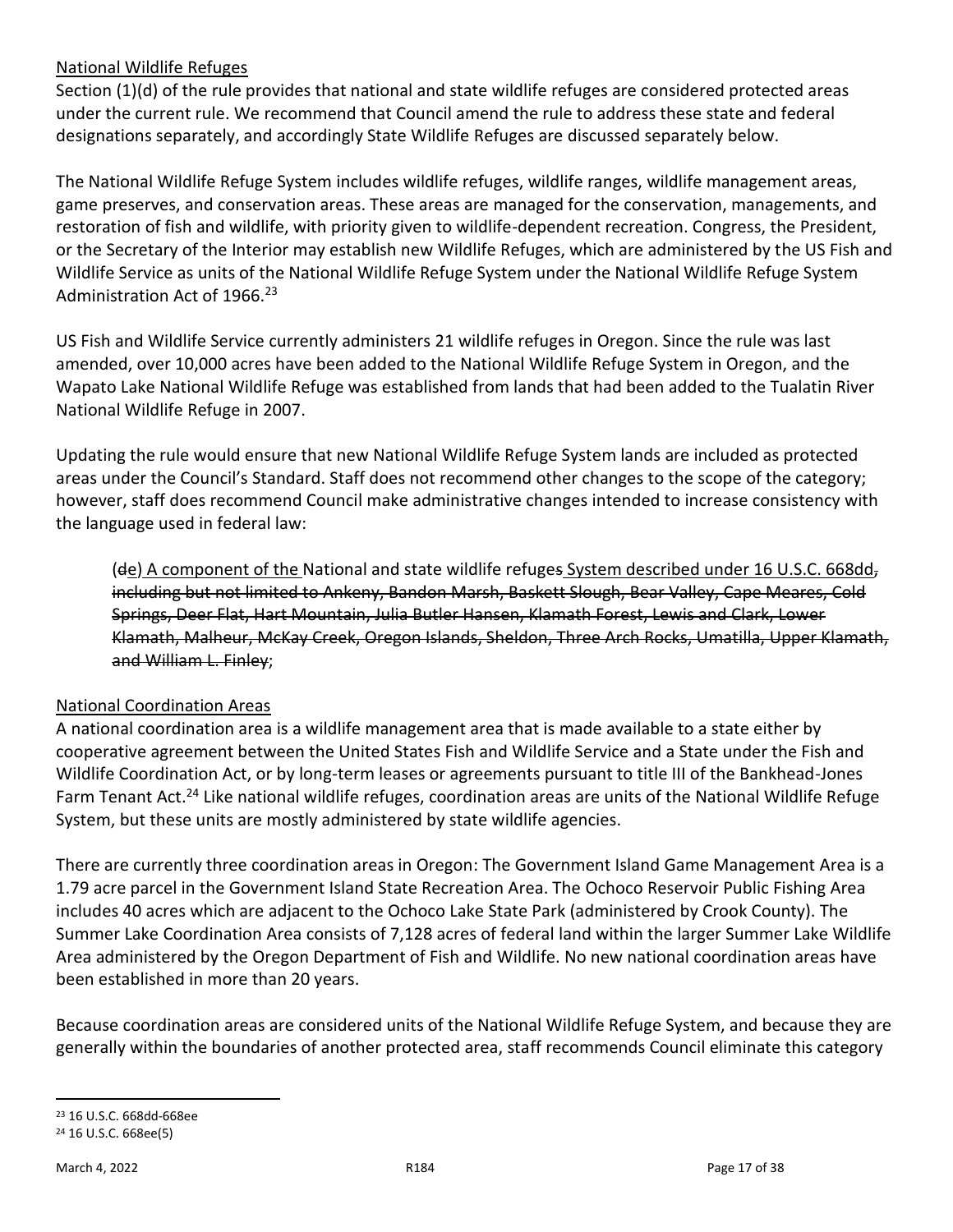National Wildlife Refuges

Section (1)(d) of the rule provides that national and state wildlife refuges are considered protected areas under the current rule. We recommend that Council amend the rule to address these state and federal designations separately, and accordingly State Wildlife Refuges are discussed separately below.

The National Wildlife Refuge System includes wildlife refuges, wildlife ranges, wildlife management areas, game preserves, and conservation areas. These areas are managed for the conservation, managements, and restoration of fish and wildlife, with priority given to wildlife-dependent recreation. Congress, the President, or the Secretary of the Interior may establish new Wildlife Refuges, which are administered by the US Fish and Wildlife Service as units of the National Wildlife Refuge System under the National Wildlife Refuge System Administration Act of 1966.[23]

US Fish and Wildlife Service currently administers 21 wildlife refuges in Oregon. Since the rule was last amended, over 10,000 acres have been added to the National Wildlife Refuge System in Oregon, and the Wapato Lake National Wildlife Refuge was established from lands that had been added to the Tualatin River National Wildlife Refuge in 2007.

Updating the rule would ensure that new National Wildlife Refuge System lands are included as protected areas under the Council's Standard. Staff does not recommend other changes to the scope of the category; however, staff does recommend Council make administrative changes intended to increase consistency with the language used in federal law:

> (~~d~~e) A component of the National ~~and state wildlife refuges~~ System described under 16 U.S.C. 668dd~~, including but not limited to Ankeny, Bandon Marsh, Baskett Slough, Bear Valley, Cape Meares, Cold Springs, Deer Flat, Hart Mountain, Julia Butler Hansen, Klamath Forest, Lewis and Clark, Lower Klamath, Malheur, McKay Creek, Oregon Islands, Sheldon, Three Arch Rocks, Umatilla, Upper Klamath, and William L. Finley~~;

National Coordination Areas

A national coordination area is a wildlife management area that is made available to a state either by cooperative agreement between the United States Fish and Wildlife Service and a State under the Fish and Wildlife Coordination Act, or by long-term leases or agreements pursuant to title III of the Bankhead-Jones Farm Tenant Act.[24] Like national wildlife refuges, coordination areas are units of the National Wildlife Refuge System, but these units are mostly administered by state wildlife agencies.

There are currently three coordination areas in Oregon: The Government Island Game Management Area is a 1.79 acre parcel in the Government Island State Recreation Area. The Ochoco Reservoir Public Fishing Area includes 40 acres which are adjacent to the Ochoco Lake State Park (administered by Crook County). The Summer Lake Coordination Area consists of 7,128 acres of federal land within the larger Summer Lake Wildlife Area administered by the Oregon Department of Fish and Wildlife. No new national coordination areas have been established in more than 20 years.

Because coordination areas are considered units of the National Wildlife Refuge System, and because they are generally within the boundaries of another protected area, staff recommends Council eliminate this category

[23] 16 U.S.C. 668dd-668ee

[24] 16 U.S.C. 668ee(5)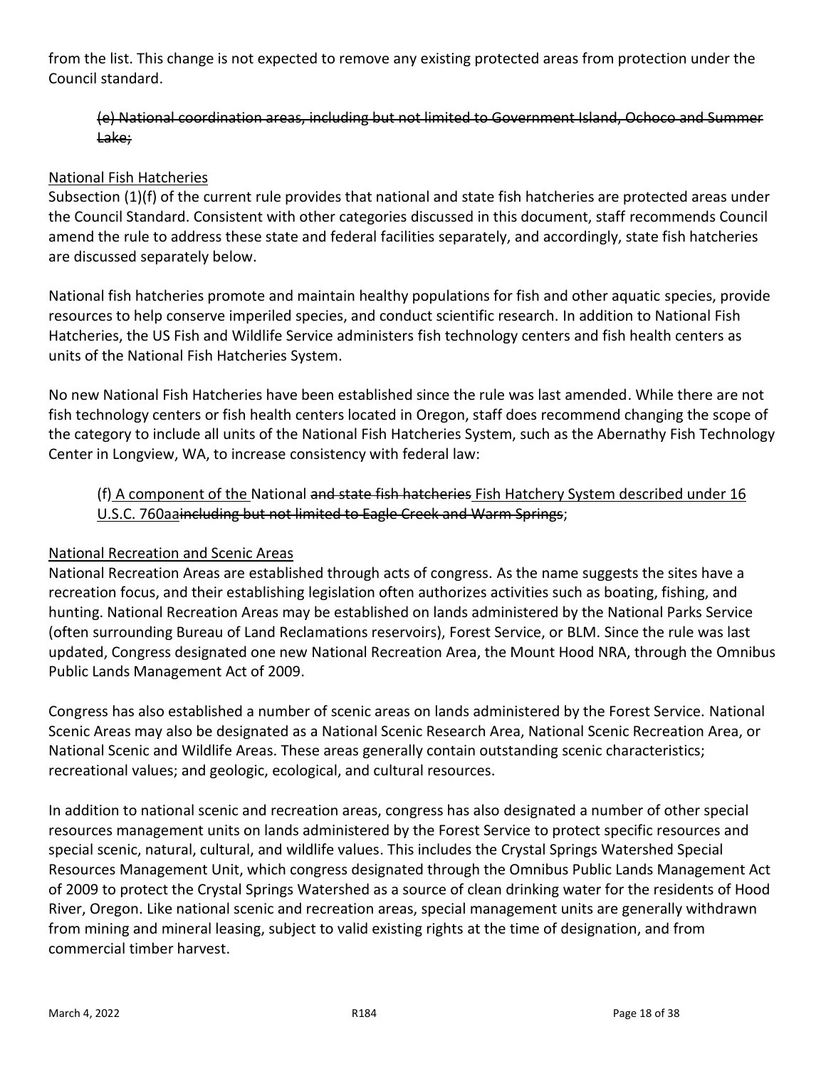from the list. This change is not expected to remove any existing protected areas from protection under the Council standard.

> ~~(e) National coordination areas, including but not limited to Government Island, Ochoco and Summer Lake;~~

<u>National Fish Hatcheries</u>

Subsection (1)(f) of the current rule provides that national and state fish hatcheries are protected areas under the Council Standard. Consistent with other categories discussed in this document, staff recommends Council amend the rule to address these state and federal facilities separately, and accordingly, state fish hatcheries are discussed separately below.

National fish hatcheries promote and maintain healthy populations for fish and other aquatic species, provide resources to help conserve imperiled species, and conduct scientific research. In addition to National Fish Hatcheries, the US Fish and Wildlife Service administers fish technology centers and fish health centers as units of the National Fish Hatcheries System.

No new National Fish Hatcheries have been established since the rule was last amended. While there are not fish technology centers or fish health centers located in Oregon, staff does recommend changing the scope of the category to include all units of the National Fish Hatcheries System, such as the Abernathy Fish Technology Center in Longview, WA, to increase consistency with federal law:

> (f)<u> A component of the </u>National ~~and state fish hatcheries~~<u> Fish Hatchery System described under 16 U.S.C. 760aa</u>~~including but not limited to Eagle Creek and Warm Springs~~;

<u>National Recreation and Scenic Areas</u>

National Recreation Areas are established through acts of congress. As the name suggests the sites have a recreation focus, and their establishing legislation often authorizes activities such as boating, fishing, and hunting. National Recreation Areas may be established on lands administered by the National Parks Service (often surrounding Bureau of Land Reclamations reservoirs), Forest Service, or BLM. Since the rule was last updated, Congress designated one new National Recreation Area, the Mount Hood NRA, through the Omnibus Public Lands Management Act of 2009.

Congress has also established a number of scenic areas on lands administered by the Forest Service. National Scenic Areas may also be designated as a National Scenic Research Area, National Scenic Recreation Area, or National Scenic and Wildlife Areas. These areas generally contain outstanding scenic characteristics; recreational values; and geologic, ecological, and cultural resources.

In addition to national scenic and recreation areas, congress has also designated a number of other special resources management units on lands administered by the Forest Service to protect specific resources and special scenic, natural, cultural, and wildlife values. This includes the Crystal Springs Watershed Special Resources Management Unit, which congress designated through the Omnibus Public Lands Management Act of 2009 to protect the Crystal Springs Watershed as a source of clean drinking water for the residents of Hood River, Oregon. Like national scenic and recreation areas, special management units are generally withdrawn from mining and mineral leasing, subject to valid existing rights at the time of designation, and from commercial timber harvest.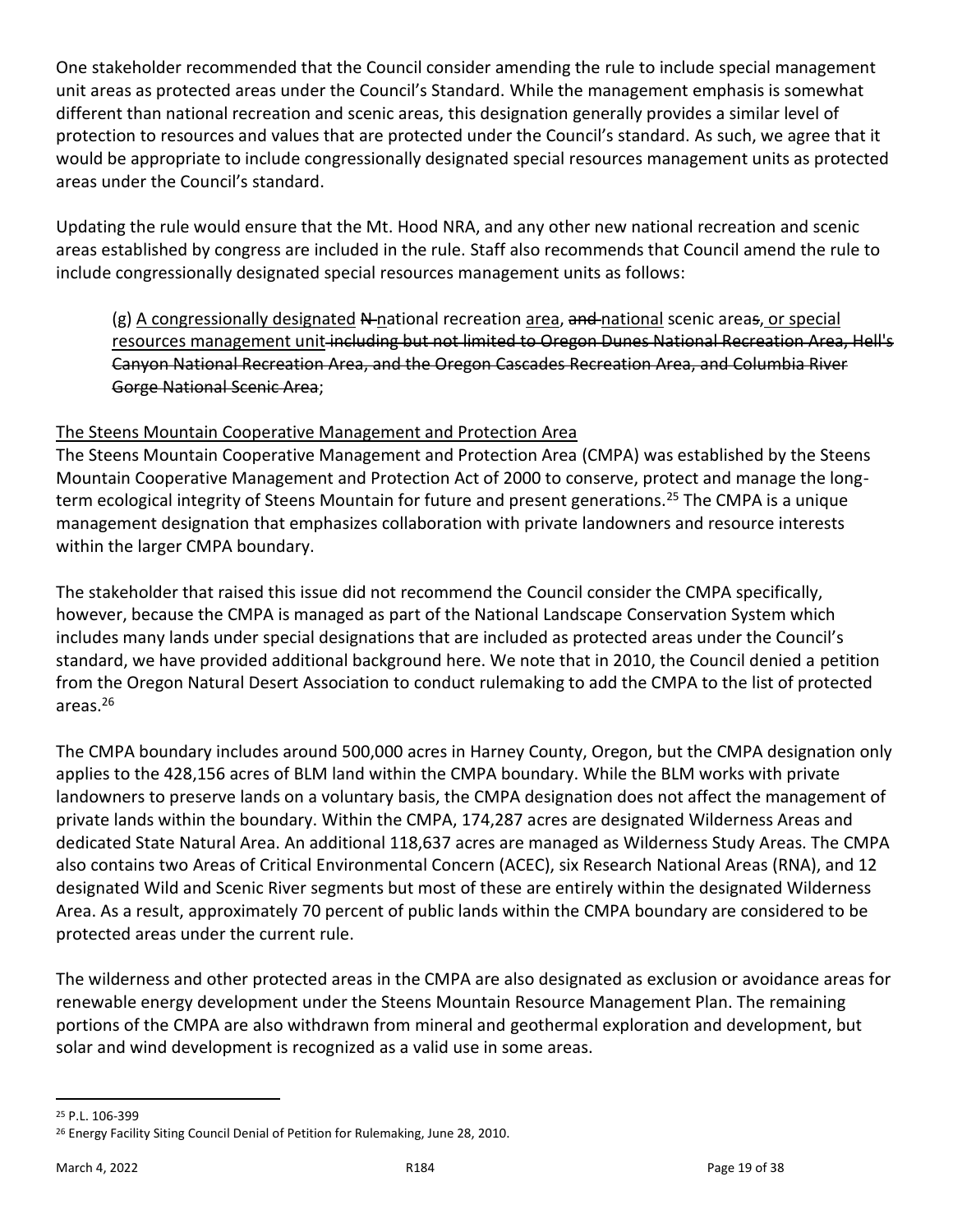One stakeholder recommended that the Council consider amending the rule to include special management unit areas as protected areas under the Council's Standard. While the management emphasis is somewhat different than national recreation and scenic areas, this designation generally provides a similar level of protection to resources and values that are protected under the Council's standard. As such, we agree that it would be appropriate to include congressionally designated special resources management units as protected areas under the Council's standard.

Updating the rule would ensure that the Mt. Hood NRA, and any other new national recreation and scenic areas established by congress are included in the rule. Staff also recommends that Council amend the rule to include congressionally designated special resources management units as follows:

> (g) <u>A congressionally designated</u> ~~N~~<u>n</u>ational recreation <u>area</u>, ~~and~~ <u>national</u> scenic area~~s~~<u>, or special resources management unit</u> ~~including but not limited to Oregon Dunes National Recreation Area, Hell's Canyon National Recreation Area, and the Oregon Cascades Recreation Area, and Columbia River Gorge National Scenic Area~~;

<u>The Steens Mountain Cooperative Management and Protection Area</u>

The Steens Mountain Cooperative Management and Protection Area (CMPA) was established by the Steens Mountain Cooperative Management and Protection Act of 2000 to conserve, protect and manage the long-term ecological integrity of Steens Mountain for future and present generations.[25] The CMPA is a unique management designation that emphasizes collaboration with private landowners and resource interests within the larger CMPA boundary.

The stakeholder that raised this issue did not recommend the Council consider the CMPA specifically, however, because the CMPA is managed as part of the National Landscape Conservation System which includes many lands under special designations that are included as protected areas under the Council's standard, we have provided additional background here. We note that in 2010, the Council denied a petition from the Oregon Natural Desert Association to conduct rulemaking to add the CMPA to the list of protected areas.[26]

The CMPA boundary includes around 500,000 acres in Harney County, Oregon, but the CMPA designation only applies to the 428,156 acres of BLM land within the CMPA boundary. While the BLM works with private landowners to preserve lands on a voluntary basis, the CMPA designation does not affect the management of private lands within the boundary. Within the CMPA, 174,287 acres are designated Wilderness Areas and dedicated State Natural Area. An additional 118,637 acres are managed as Wilderness Study Areas. The CMPA also contains two Areas of Critical Environmental Concern (ACEC), six Research National Areas (RNA), and 12 designated Wild and Scenic River segments but most of these are entirely within the designated Wilderness Area. As a result, approximately 70 percent of public lands within the CMPA boundary are considered to be protected areas under the current rule.

The wilderness and other protected areas in the CMPA are also designated as exclusion or avoidance areas for renewable energy development under the Steens Mountain Resource Management Plan. The remaining portions of the CMPA are also withdrawn from mineral and geothermal exploration and development, but solar and wind development is recognized as a valid use in some areas.

---

[25] P.L. 106-399

[26] Energy Facility Siting Council Denial of Petition for Rulemaking, June 28, 2010.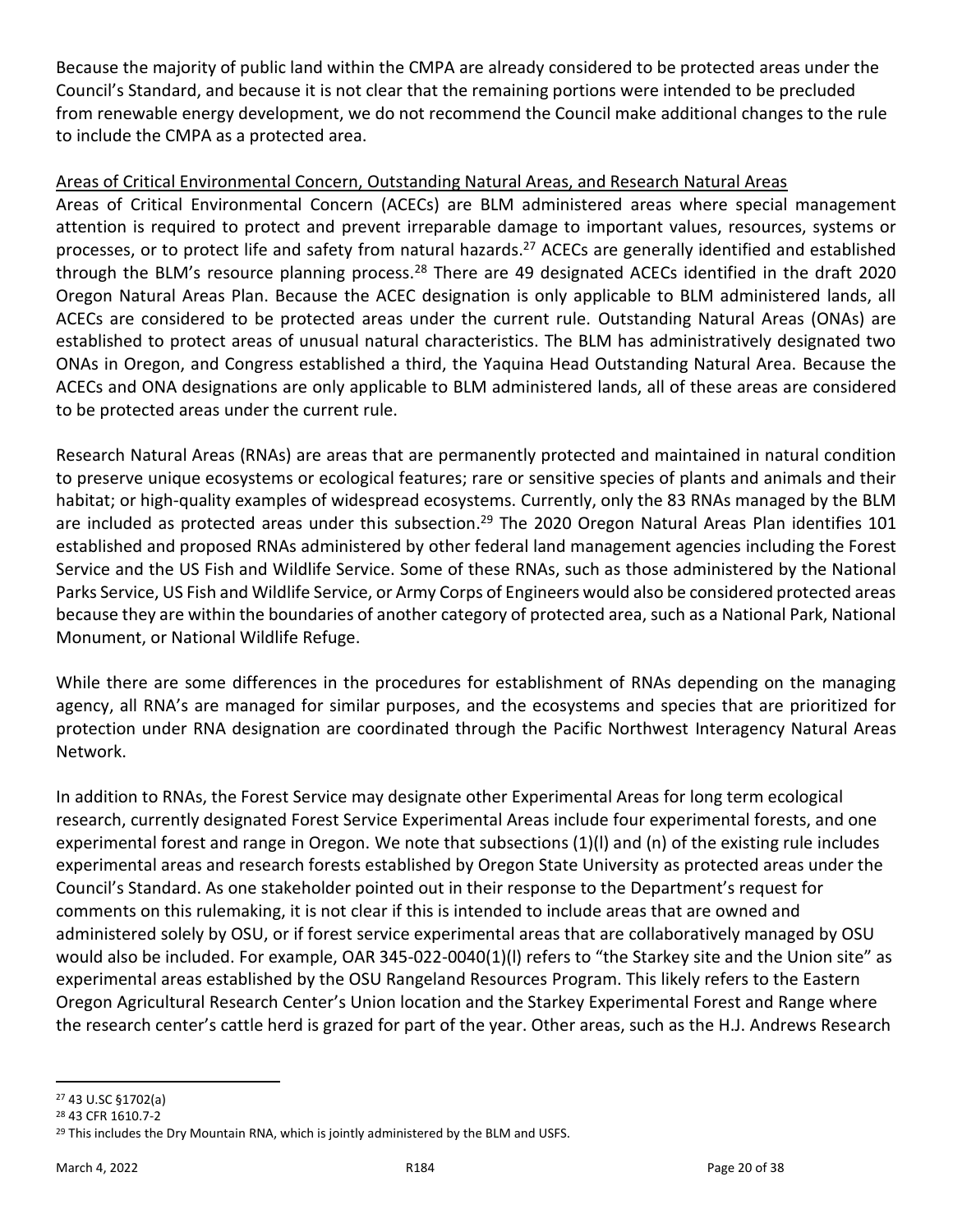Because the majority of public land within the CMPA are already considered to be protected areas under the Council's Standard, and because it is not clear that the remaining portions were intended to be precluded from renewable energy development, we do not recommend the Council make additional changes to the rule to include the CMPA as a protected area.

Areas of Critical Environmental Concern, Outstanding Natural Areas, and Research Natural Areas

Areas of Critical Environmental Concern (ACECs) are BLM administered areas where special management attention is required to protect and prevent irreparable damage to important values, resources, systems or processes, or to protect life and safety from natural hazards.[27] ACECs are generally identified and established through the BLM's resource planning process.[28] There are 49 designated ACECs identified in the draft 2020 Oregon Natural Areas Plan. Because the ACEC designation is only applicable to BLM administered lands, all ACECs are considered to be protected areas under the current rule. Outstanding Natural Areas (ONAs) are established to protect areas of unusual natural characteristics. The BLM has administratively designated two ONAs in Oregon, and Congress established a third, the Yaquina Head Outstanding Natural Area. Because the ACECs and ONA designations are only applicable to BLM administered lands, all of these areas are considered to be protected areas under the current rule.

Research Natural Areas (RNAs) are areas that are permanently protected and maintained in natural condition to preserve unique ecosystems or ecological features; rare or sensitive species of plants and animals and their habitat; or high-quality examples of widespread ecosystems. Currently, only the 83 RNAs managed by the BLM are included as protected areas under this subsection.[29] The 2020 Oregon Natural Areas Plan identifies 101 established and proposed RNAs administered by other federal land management agencies including the Forest Service and the US Fish and Wildlife Service. Some of these RNAs, such as those administered by the National Parks Service, US Fish and Wildlife Service, or Army Corps of Engineers would also be considered protected areas because they are within the boundaries of another category of protected area, such as a National Park, National Monument, or National Wildlife Refuge.

While there are some differences in the procedures for establishment of RNAs depending on the managing agency, all RNA's are managed for similar purposes, and the ecosystems and species that are prioritized for protection under RNA designation are coordinated through the Pacific Northwest Interagency Natural Areas Network.

In addition to RNAs, the Forest Service may designate other Experimental Areas for long term ecological research, currently designated Forest Service Experimental Areas include four experimental forests, and one experimental forest and range in Oregon. We note that subsections (1)(l) and (n) of the existing rule includes experimental areas and research forests established by Oregon State University as protected areas under the Council's Standard. As one stakeholder pointed out in their response to the Department's request for comments on this rulemaking, it is not clear if this is intended to include areas that are owned and administered solely by OSU, or if forest service experimental areas that are collaboratively managed by OSU would also be included. For example, OAR 345-022-0040(1)(l) refers to "the Starkey site and the Union site" as experimental areas established by the OSU Rangeland Resources Program. This likely refers to the Eastern Oregon Agricultural Research Center's Union location and the Starkey Experimental Forest and Range where the research center's cattle herd is grazed for part of the year. Other areas, such as the H.J. Andrews Research

[27] 43 U.SC §1702(a)

[28] 43 CFR 1610.7-2

[29] This includes the Dry Mountain RNA, which is jointly administered by the BLM and USFS.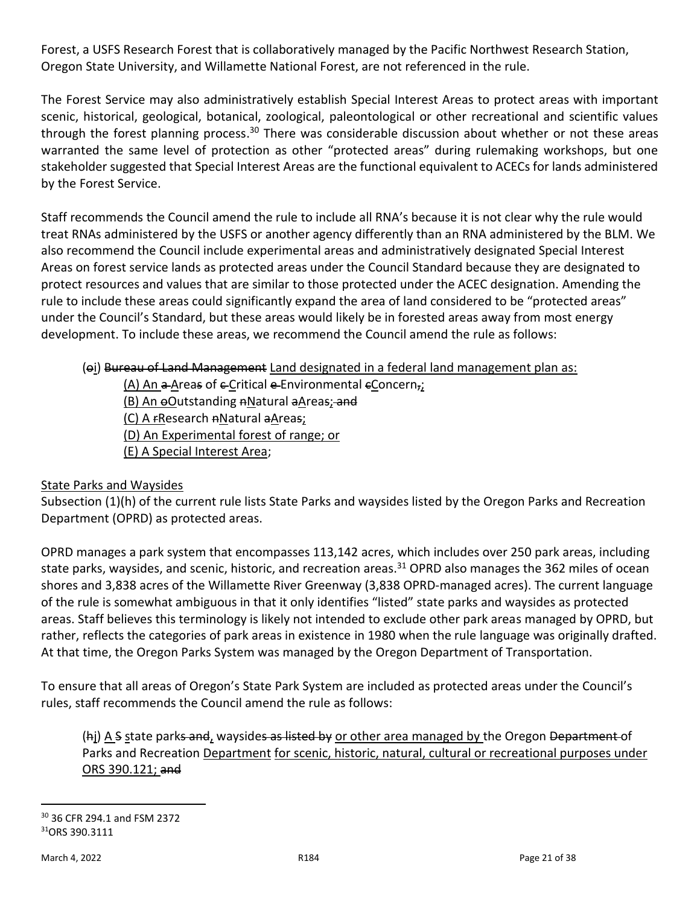Forest, a USFS Research Forest that is collaboratively managed by the Pacific Northwest Research Station, Oregon State University, and Willamette National Forest, are not referenced in the rule.

The Forest Service may also administratively establish Special Interest Areas to protect areas with important scenic, historical, geological, botanical, zoological, paleontological or other recreational and scientific values through the forest planning process.[30] There was considerable discussion about whether or not these areas warranted the same level of protection as other "protected areas" during rulemaking workshops, but one stakeholder suggested that Special Interest Areas are the functional equivalent to ACECs for lands administered by the Forest Service.

Staff recommends the Council amend the rule to include all RNA's because it is not clear why the rule would treat RNAs administered by the USFS or another agency differently than an RNA administered by the BLM. We also recommend the Council include experimental areas and administratively designated Special Interest Areas on forest service lands as protected areas under the Council Standard because they are designated to protect resources and values that are similar to those protected under the ACEC designation. Amending the rule to include these areas could significantly expand the area of land considered to be "protected areas" under the Council's Standard, but these areas would likely be in forested areas away from most energy development. To include these areas, we recommend the Council amend the rule as follows:

> (~~o~~<u>i</u>) ~~Bureau of Land Management~~ <u>Land designated in a federal land management plan as:</u>
>
> <u>(A) An</u> ~~a~~ <u>A</u>rea~~s~~ of ~~c~~ <u>C</u>ritical ~~e~~ <u>E</u>nvironmental ~~c~~<u>C</u>oncern~~,~~<u>;</u>
>
> <u>(B) An</u> ~~o~~<u>O</u>utstanding ~~n~~<u>N</u>atural ~~a~~<u>A</u>rea~~s; and~~
>
> <u>(C) A</u> ~~r~~<u>R</u>esearch ~~n~~<u>N</u>atural ~~a~~<u>A</u>rea~~s~~<u>;</u>
>
> <u>(D) An Experimental forest of range; or</u>
>
> <u>(E) A Special Interest Area</u>;

<u>State Parks and Waysides</u>

Subsection (1)(h) of the current rule lists State Parks and waysides listed by the Oregon Parks and Recreation Department (OPRD) as protected areas.

OPRD manages a park system that encompasses 113,142 acres, which includes over 250 park areas, including state parks, waysides, and scenic, historic, and recreation areas.[31] OPRD also manages the 362 miles of ocean shores and 3,838 acres of the Willamette River Greenway (3,838 OPRD-managed acres). The current language of the rule is somewhat ambiguous in that it only identifies "listed" state parks and waysides as protected areas. Staff believes this terminology is likely not intended to exclude other park areas managed by OPRD, but rather, reflects the categories of park areas in existence in 1980 when the rule language was originally drafted. At that time, the Oregon Parks System was managed by the Oregon Department of Transportation.

To ensure that all areas of Oregon's State Park System are included as protected areas under the Council's rules, staff recommends the Council amend the rule as follows:

> (~~h~~<u>j</u>) <u>A</u> ~~S~~ <u>s</u>tate park~~s and~~<u>,</u> wayside~~s as listed by~~ <u>or other area managed by</u> the Oregon ~~Department~~ of Parks and Recreation <u>Department</u> <u>for scenic, historic, natural, cultural or recreational purposes under ORS 390.121;</u> ~~and~~

---

[30] 36 CFR 294.1 and FSM 2372

[31] ORS 390.3111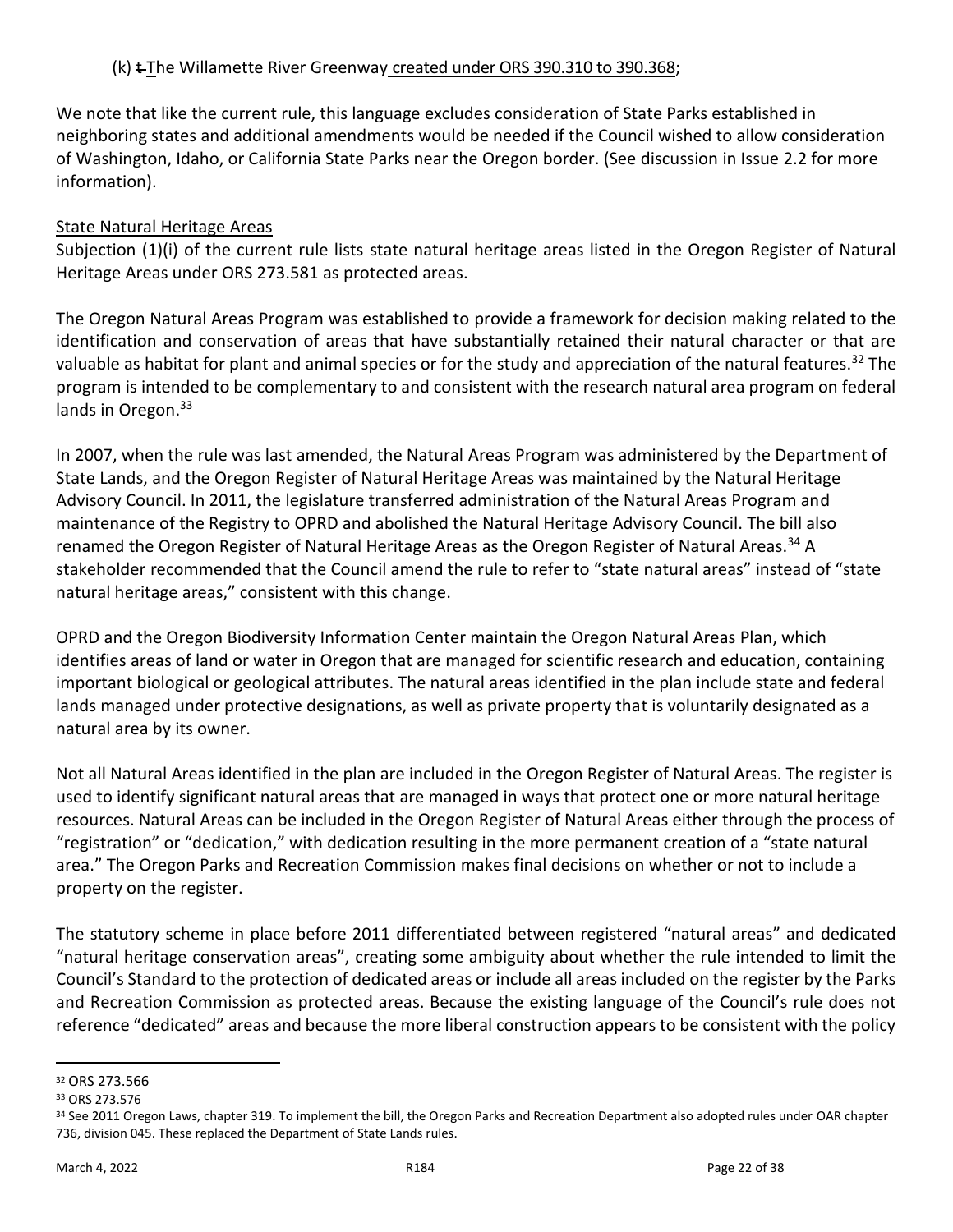(k) ~~t~~ The Willamette River Greenway created under ORS 390.310 to 390.368;

We note that like the current rule, this language excludes consideration of State Parks established in neighboring states and additional amendments would be needed if the Council wished to allow consideration of Washington, Idaho, or California State Parks near the Oregon border. (See discussion in Issue 2.2 for more information).

State Natural Heritage Areas

Subjection (1)(i) of the current rule lists state natural heritage areas listed in the Oregon Register of Natural Heritage Areas under ORS 273.581 as protected areas.

The Oregon Natural Areas Program was established to provide a framework for decision making related to the identification and conservation of areas that have substantially retained their natural character or that are valuable as habitat for plant and animal species or for the study and appreciation of the natural features.[32] The program is intended to be complementary to and consistent with the research natural area program on federal lands in Oregon.[33]

In 2007, when the rule was last amended, the Natural Areas Program was administered by the Department of State Lands, and the Oregon Register of Natural Heritage Areas was maintained by the Natural Heritage Advisory Council. In 2011, the legislature transferred administration of the Natural Areas Program and maintenance of the Registry to OPRD and abolished the Natural Heritage Advisory Council. The bill also renamed the Oregon Register of Natural Heritage Areas as the Oregon Register of Natural Areas.[34] A stakeholder recommended that the Council amend the rule to refer to "state natural areas" instead of "state natural heritage areas," consistent with this change.

OPRD and the Oregon Biodiversity Information Center maintain the Oregon Natural Areas Plan, which identifies areas of land or water in Oregon that are managed for scientific research and education, containing important biological or geological attributes. The natural areas identified in the plan include state and federal lands managed under protective designations, as well as private property that is voluntarily designated as a natural area by its owner.

Not all Natural Areas identified in the plan are included in the Oregon Register of Natural Areas. The register is used to identify significant natural areas that are managed in ways that protect one or more natural heritage resources. Natural Areas can be included in the Oregon Register of Natural Areas either through the process of "registration" or "dedication," with dedication resulting in the more permanent creation of a "state natural area." The Oregon Parks and Recreation Commission makes final decisions on whether or not to include a property on the register.

The statutory scheme in place before 2011 differentiated between registered "natural areas" and dedicated "natural heritage conservation areas", creating some ambiguity about whether the rule intended to limit the Council's Standard to the protection of dedicated areas or include all areas included on the register by the Parks and Recreation Commission as protected areas. Because the existing language of the Council's rule does not reference "dedicated" areas and because the more liberal construction appears to be consistent with the policy

[32] ORS 273.566

[33] ORS 273.576

[34] See 2011 Oregon Laws, chapter 319. To implement the bill, the Oregon Parks and Recreation Department also adopted rules under OAR chapter 736, division 045. These replaced the Department of State Lands rules.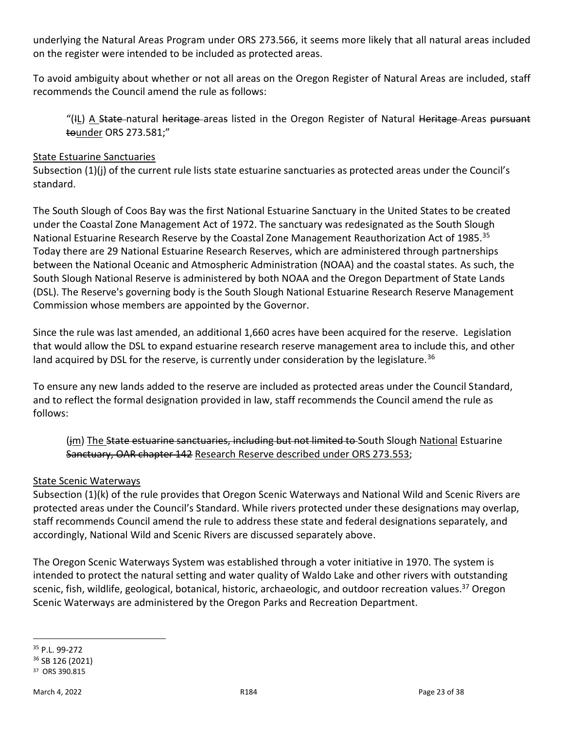underlying the Natural Areas Program under ORS 273.566, it seems more likely that all natural areas included on the register were intended to be included as protected areas.

To avoid ambiguity about whether or not all areas on the Oregon Register of Natural Areas are included, staff recommends the Council amend the rule as follows:

> "(~~l~~<u>L</u>) <u>A</u> ~~State~~ natural ~~heritage~~ area~~s~~ listed in the Oregon Register of Natural ~~Heritage~~ Areas ~~pursuant to~~<u>under</u> ORS 273.581;"

<u>State Estuarine Sanctuaries</u>

Subsection (1)(j) of the current rule lists state estuarine sanctuaries as protected areas under the Council's standard.

The South Slough of Coos Bay was the first National Estuarine Sanctuary in the United States to be created under the Coastal Zone Management Act of 1972. The sanctuary was redesignated as the South Slough National Estuarine Research Reserve by the Coastal Zone Management Reauthorization Act of 1985.[35] Today there are 29 National Estuarine Research Reserves, which are administered through partnerships between the National Oceanic and Atmospheric Administration (NOAA) and the coastal states. As such, the South Slough National Reserve is administered by both NOAA and the Oregon Department of State Lands (DSL). The Reserve's governing body is the South Slough National Estuarine Research Reserve Management Commission whose members are appointed by the Governor.

Since the rule was last amended, an additional 1,660 acres have been acquired for the reserve. Legislation that would allow the DSL to expand estuarine research reserve management area to include this, and other land acquired by DSL for the reserve, is currently under consideration by the legislature.[36]

To ensure any new lands added to the reserve are included as protected areas under the Council Standard, and to reflect the formal designation provided in law, staff recommends the Council amend the rule as follows:

> (~~j~~<u>m</u>) <u>The</u> ~~State estuarine sanctuaries, including but not limited to~~ South Slough <u>National</u> Estuarine ~~Sanctuary, OAR chapter 142~~ <u>Research Reserve described under ORS 273.553</u>;

<u>State Scenic Waterways</u>

Subsection (1)(k) of the rule provides that Oregon Scenic Waterways and National Wild and Scenic Rivers are protected areas under the Council's Standard. While rivers protected under these designations may overlap, staff recommends Council amend the rule to address these state and federal designations separately, and accordingly, National Wild and Scenic Rivers are discussed separately above.

The Oregon Scenic Waterways System was established through a voter initiative in 1970. The system is intended to protect the natural setting and water quality of Waldo Lake and other rivers with outstanding scenic, fish, wildlife, geological, botanical, historic, archaeologic, and outdoor recreation values.[37] Oregon Scenic Waterways are administered by the Oregon Parks and Recreation Department.

---

[35] P.L. 99-272

[36] SB 126 (2021)

[37] ORS 390.815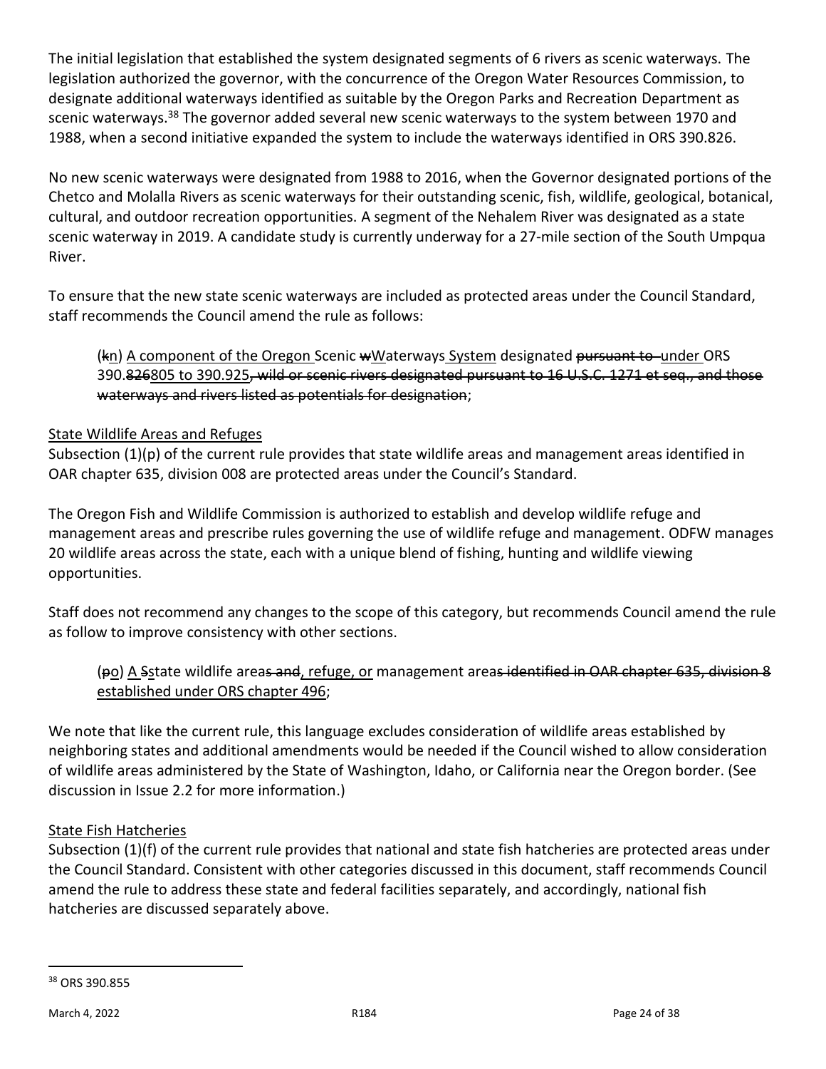The initial legislation that established the system designated segments of 6 rivers as scenic waterways. The legislation authorized the governor, with the concurrence of the Oregon Water Resources Commission, to designate additional waterways identified as suitable by the Oregon Parks and Recreation Department as scenic waterways.[38] The governor added several new scenic waterways to the system between 1970 and 1988, when a second initiative expanded the system to include the waterways identified in ORS 390.826.

No new scenic waterways were designated from 1988 to 2016, when the Governor designated portions of the Chetco and Molalla Rivers as scenic waterways for their outstanding scenic, fish, wildlife, geological, botanical, cultural, and outdoor recreation opportunities. A segment of the Nehalem River was designated as a state scenic waterway in 2019. A candidate study is currently underway for a 27-mile section of the South Umpqua River.

To ensure that the new state scenic waterways are included as protected areas under the Council Standard, staff recommends the Council amend the rule as follows:

> (~~k~~<u>n</u>) <u>A component of the Oregon </u>Scenic ~~w~~<u>W</u>aterways<u> System</u> designated ~~pursuant to~~ <u>under </u>ORS 390.~~826~~<u>805 to 390.925</u>~~, wild or scenic rivers designated pursuant to 16 U.S.C. 1271 et seq., and those waterways and rivers listed as potentials for designation~~;

<u>State Wildlife Areas and Refuges</u>

Subsection (1)(p) of the current rule provides that state wildlife areas and management areas identified in OAR chapter 635, division 008 are protected areas under the Council's Standard.

The Oregon Fish and Wildlife Commission is authorized to establish and develop wildlife refuge and management areas and prescribe rules governing the use of wildlife refuge and management. ODFW manages 20 wildlife areas across the state, each with a unique blend of fishing, hunting and wildlife viewing opportunities.

Staff does not recommend any changes to the scope of this category, but recommends Council amend the rule as follow to improve consistency with other sections.

> (~~p~~<u>o</u>) <u>A </u>~~S~~<u>s</u>tate wildlife area~~s and~~<u>, refuge, or</u> management area~~s identified in OAR chapter 635, division 8~~ <u>established under ORS chapter 496</u>;

We note that like the current rule, this language excludes consideration of wildlife areas established by neighboring states and additional amendments would be needed if the Council wished to allow consideration of wildlife areas administered by the State of Washington, Idaho, or California near the Oregon border. (See discussion in Issue 2.2 for more information.)

<u>State Fish Hatcheries</u>

Subsection (1)(f) of the current rule provides that national and state fish hatcheries are protected areas under the Council Standard. Consistent with other categories discussed in this document, staff recommends Council amend the rule to address these state and federal facilities separately, and accordingly, national fish hatcheries are discussed separately above.

---

[38] ORS 390.855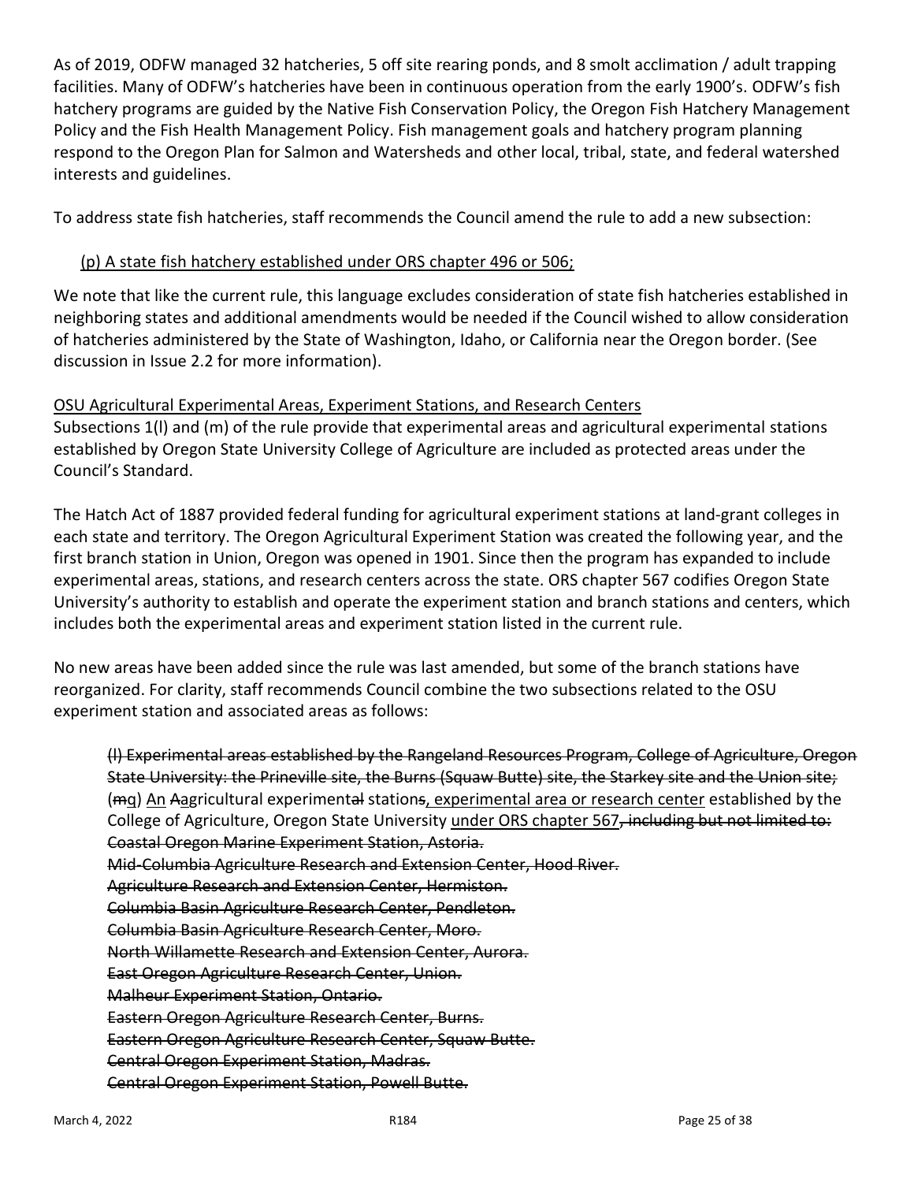As of 2019, ODFW managed 32 hatcheries, 5 off site rearing ponds, and 8 smolt acclimation / adult trapping facilities. Many of ODFW's hatcheries have been in continuous operation from the early 1900's. ODFW's fish hatchery programs are guided by the Native Fish Conservation Policy, the Oregon Fish Hatchery Management Policy and the Fish Health Management Policy. Fish management goals and hatchery program planning respond to the Oregon Plan for Salmon and Watersheds and other local, tribal, state, and federal watershed interests and guidelines.

To address state fish hatcheries, staff recommends the Council amend the rule to add a new subsection:

> <u>(p) A state fish hatchery established under ORS chapter 496 or 506;</u>

We note that like the current rule, this language excludes consideration of state fish hatcheries established in neighboring states and additional amendments would be needed if the Council wished to allow consideration of hatcheries administered by the State of Washington, Idaho, or California near the Oregon border. (See discussion in Issue 2.2 for more information).

<u>OSU Agricultural Experimental Areas, Experiment Stations, and Research Centers</u>

Subsections 1(l) and (m) of the rule provide that experimental areas and agricultural experimental stations established by Oregon State University College of Agriculture are included as protected areas under the Council's Standard.

The Hatch Act of 1887 provided federal funding for agricultural experiment stations at land-grant colleges in each state and territory. The Oregon Agricultural Experiment Station was created the following year, and the first branch station in Union, Oregon was opened in 1901. Since then the program has expanded to include experimental areas, stations, and research centers across the state. ORS chapter 567 codifies Oregon State University's authority to establish and operate the experiment station and branch stations and centers, which includes both the experimental areas and experiment station listed in the current rule.

No new areas have been added since the rule was last amended, but some of the branch stations have reorganized. For clarity, staff recommends Council combine the two subsections related to the OSU experiment station and associated areas as follows:

> ~~(l) Experimental areas established by the Rangeland Resources Program, College of Agriculture, Oregon State University: the Prineville site, the Burns (Squaw Butte) site, the Starkey site and the Union site;~~
> (~~m~~<u>q</u>) <u>An</u> ~~A~~agricultural experiment~~al~~ station~~s~~<u>, experimental area or research center</u> established by the College of Agriculture, Oregon State University <u>under ORS chapter 567</u>~~, including but not limited to:~~
> ~~Coastal Oregon Marine Experiment Station, Astoria.~~
> ~~Mid-Columbia Agriculture Research and Extension Center, Hood River.~~
> ~~Agriculture Research and Extension Center, Hermiston.~~
> ~~Columbia Basin Agriculture Research Center, Pendleton.~~
> ~~Columbia Basin Agriculture Research Center, Moro.~~
> ~~North Willamette Research and Extension Center, Aurora.~~
> ~~East Oregon Agriculture Research Center, Union.~~
> ~~Malheur Experiment Station, Ontario.~~
> ~~Eastern Oregon Agriculture Research Center, Burns.~~
> ~~Eastern Oregon Agriculture Research Center, Squaw Butte.~~
> ~~Central Oregon Experiment Station, Madras.~~
> ~~Central Oregon Experiment Station, Powell Butte.~~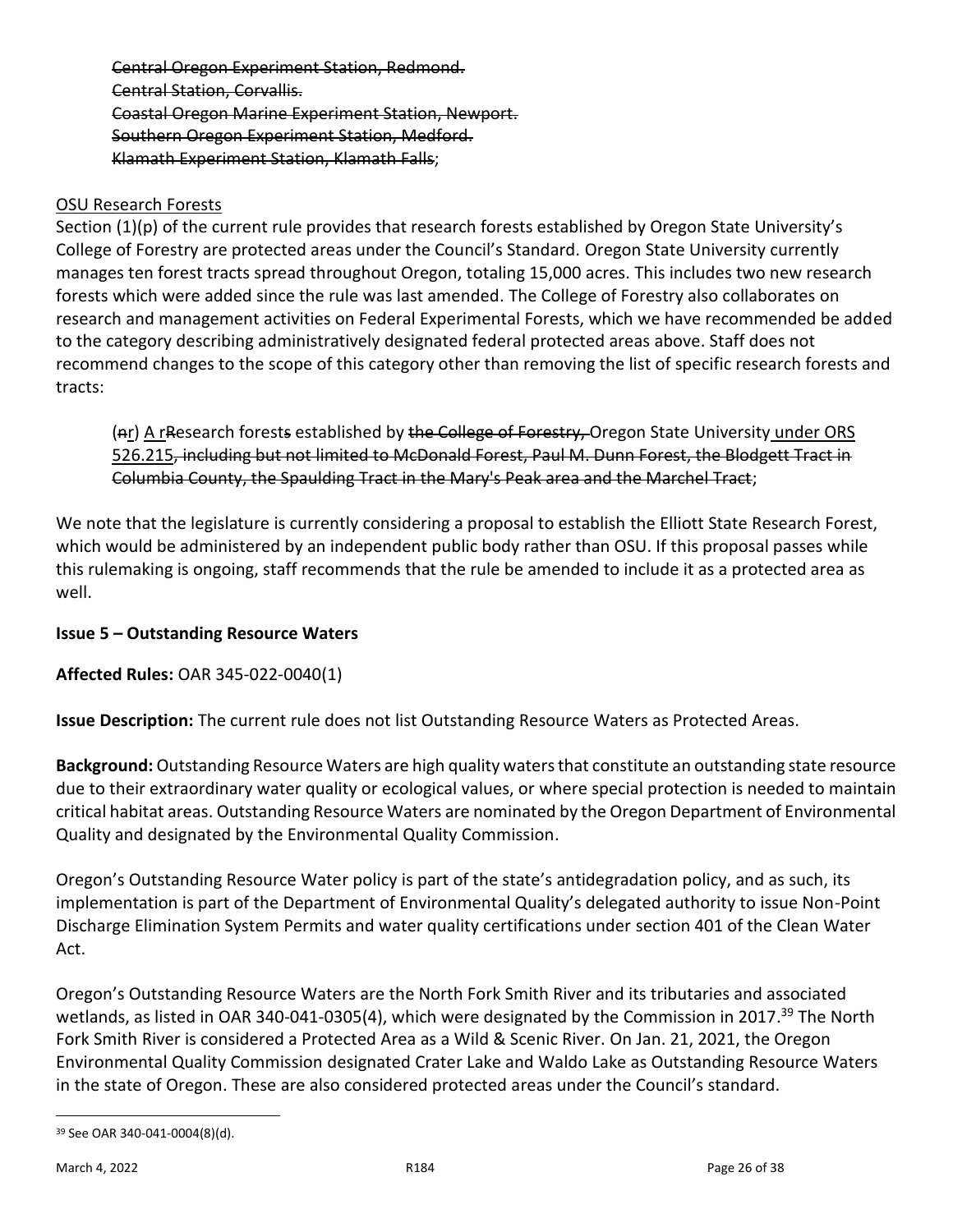~~Central Oregon Experiment Station, Redmond.~~
~~Central Station, Corvallis.~~
~~Coastal Oregon Marine Experiment Station, Newport.~~
~~Southern Oregon Experiment Station, Medford.~~
~~Klamath Experiment Station, Klamath Falls~~;

<u>OSU Research Forests</u>

Section (1)(p) of the current rule provides that research forests established by Oregon State University's College of Forestry are protected areas under the Council's Standard. Oregon State University currently manages ten forest tracts spread throughout Oregon, totaling 15,000 acres. This includes two new research forests which were added since the rule was last amended. The College of Forestry also collaborates on research and management activities on Federal Experimental Forests, which we have recommended be added to the category describing administratively designated federal protected areas above. Staff does not recommend changes to the scope of this category other than removing the list of specific research forests and tracts:

> (~~p~~<u>r</u>) <u>A r</u>~~R~~esearch forest~~s~~ established by ~~the College of Forestry,~~ Oregon State University <u>under ORS 526.215</u>~~, including but not limited to McDonald Forest, Paul M. Dunn Forest, the Blodgett Tract in Columbia County, the Spaulding Tract in the Mary's Peak area and the Marchel Tract~~;

We note that the legislature is currently considering a proposal to establish the Elliott State Research Forest, which would be administered by an independent public body rather than OSU. If this proposal passes while this rulemaking is ongoing, staff recommends that the rule be amended to include it as a protected area as well.

### Issue 5 – Outstanding Resource Waters

**Affected Rules:** OAR 345-022-0040(1)

**Issue Description:** The current rule does not list Outstanding Resource Waters as Protected Areas.

**Background:** Outstanding Resource Waters are high quality waters that constitute an outstanding state resource due to their extraordinary water quality or ecological values, or where special protection is needed to maintain critical habitat areas. Outstanding Resource Waters are nominated by the Oregon Department of Environmental Quality and designated by the Environmental Quality Commission.

Oregon's Outstanding Resource Water policy is part of the state's antidegradation policy, and as such, its implementation is part of the Department of Environmental Quality's delegated authority to issue Non-Point Discharge Elimination System Permits and water quality certifications under section 401 of the Clean Water Act.

Oregon's Outstanding Resource Waters are the North Fork Smith River and its tributaries and associated wetlands, as listed in OAR 340-041-0305(4), which were designated by the Commission in 2017.[39] The North Fork Smith River is considered a Protected Area as a Wild & Scenic River. On Jan. 21, 2021, the Oregon Environmental Quality Commission designated Crater Lake and Waldo Lake as Outstanding Resource Waters in the state of Oregon. These are also considered protected areas under the Council's standard.

---

[39] See OAR 340-041-0004(8)(d).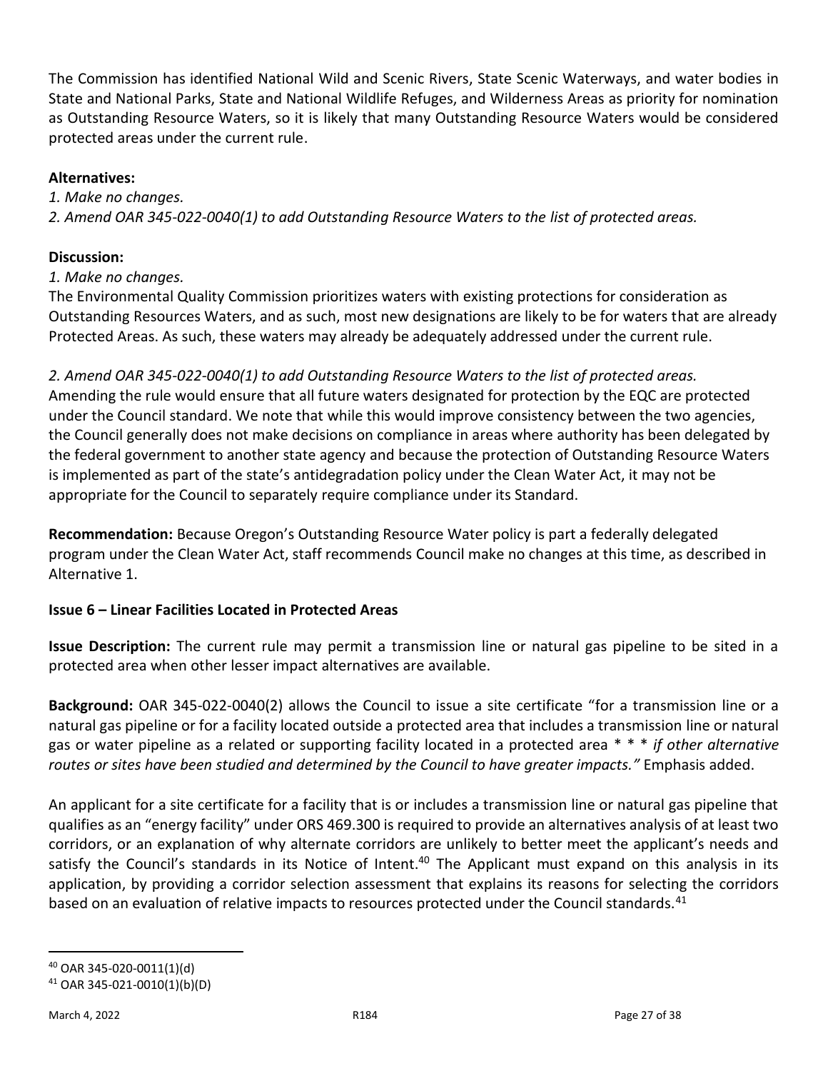The Commission has identified National Wild and Scenic Rivers, State Scenic Waterways, and water bodies in State and National Parks, State and National Wildlife Refuges, and Wilderness Areas as priority for nomination as Outstanding Resource Waters, so it is likely that many Outstanding Resource Waters would be considered protected areas under the current rule.

**Alternatives:**

*1. Make no changes.*

*2. Amend OAR 345-022-0040(1) to add Outstanding Resource Waters to the list of protected areas.*

**Discussion:**

*1. Make no changes.*

The Environmental Quality Commission prioritizes waters with existing protections for consideration as Outstanding Resources Waters, and as such, most new designations are likely to be for waters that are already Protected Areas. As such, these waters may already be adequately addressed under the current rule.

*2. Amend OAR 345-022-0040(1) to add Outstanding Resource Waters to the list of protected areas.*

Amending the rule would ensure that all future waters designated for protection by the EQC are protected under the Council standard. We note that while this would improve consistency between the two agencies, the Council generally does not make decisions on compliance in areas where authority has been delegated by the federal government to another state agency and because the protection of Outstanding Resource Waters is implemented as part of the state's antidegradation policy under the Clean Water Act, it may not be appropriate for the Council to separately require compliance under its Standard.

**Recommendation:** Because Oregon's Outstanding Resource Water policy is part a federally delegated program under the Clean Water Act, staff recommends Council make no changes at this time, as described in Alternative 1.

### Issue 6 – Linear Facilities Located in Protected Areas

**Issue Description:** The current rule may permit a transmission line or natural gas pipeline to be sited in a protected area when other lesser impact alternatives are available.

**Background:** OAR 345-022-0040(2) allows the Council to issue a site certificate "for a transmission line or a natural gas pipeline or for a facility located outside a protected area that includes a transmission line or natural gas or water pipeline as a related or supporting facility located in a protected area * * * *if other alternative routes or sites have been studied and determined by the Council to have greater impacts."* Emphasis added.

An applicant for a site certificate for a facility that is or includes a transmission line or natural gas pipeline that qualifies as an "energy facility" under ORS 469.300 is required to provide an alternatives analysis of at least two corridors, or an explanation of why alternate corridors are unlikely to better meet the applicant's needs and satisfy the Council's standards in its Notice of Intent.[40] The Applicant must expand on this analysis in its application, by providing a corridor selection assessment that explains its reasons for selecting the corridors based on an evaluation of relative impacts to resources protected under the Council standards.[41]

[40] OAR 345-020-0011(1)(d)

[41] OAR 345-021-0010(1)(b)(D)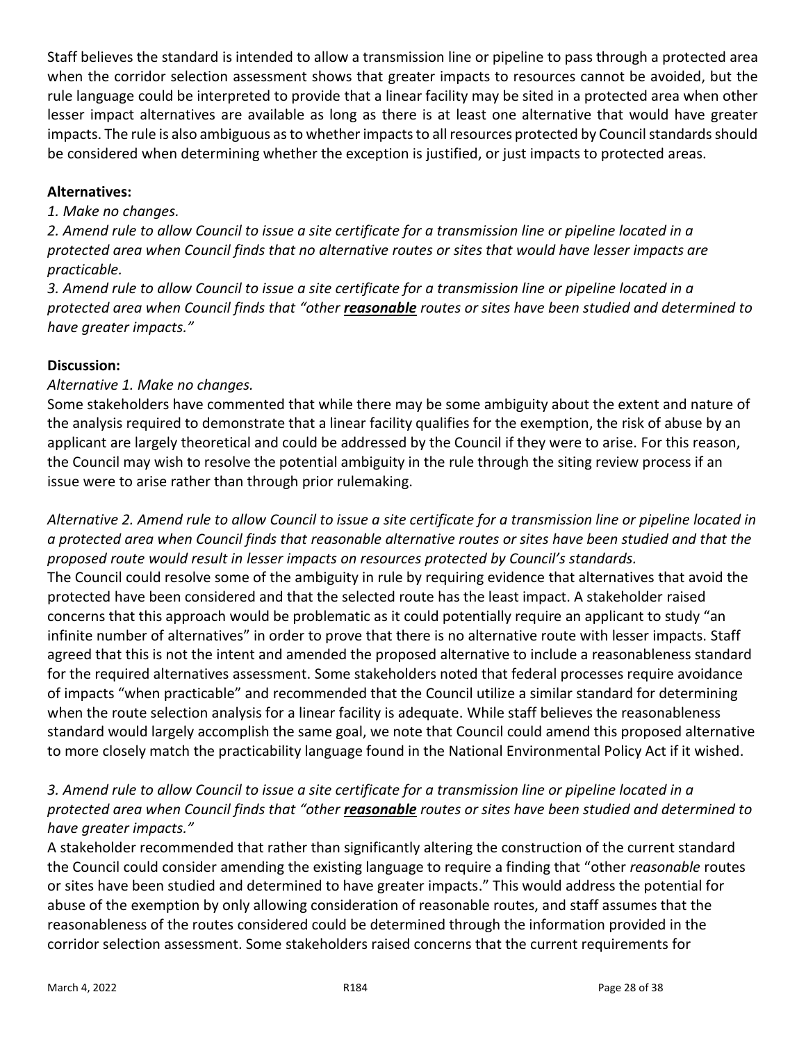Staff believes the standard is intended to allow a transmission line or pipeline to pass through a protected area when the corridor selection assessment shows that greater impacts to resources cannot be avoided, but the rule language could be interpreted to provide that a linear facility may be sited in a protected area when other lesser impact alternatives are available as long as there is at least one alternative that would have greater impacts. The rule is also ambiguous as to whether impacts to all resources protected by Council standards should be considered when determining whether the exception is justified, or just impacts to protected areas.

**Alternatives:**

*1. Make no changes.*

*2. Amend rule to allow Council to issue a site certificate for a transmission line or pipeline located in a protected area when Council finds that no alternative routes or sites that would have lesser impacts are practicable.*

*3. Amend rule to allow Council to issue a site certificate for a transmission line or pipeline located in a protected area when Council finds that "other* ***reasonable*** *routes or sites have been studied and determined to have greater impacts."*

**Discussion:**

*Alternative 1. Make no changes.*

Some stakeholders have commented that while there may be some ambiguity about the extent and nature of the analysis required to demonstrate that a linear facility qualifies for the exemption, the risk of abuse by an applicant are largely theoretical and could be addressed by the Council if they were to arise. For this reason, the Council may wish to resolve the potential ambiguity in the rule through the siting review process if an issue were to arise rather than through prior rulemaking.

*Alternative 2. Amend rule to allow Council to issue a site certificate for a transmission line or pipeline located in a protected area when Council finds that reasonable alternative routes or sites have been studied and that the proposed route would result in lesser impacts on resources protected by Council's standards.*

The Council could resolve some of the ambiguity in rule by requiring evidence that alternatives that avoid the protected have been considered and that the selected route has the least impact. A stakeholder raised concerns that this approach would be problematic as it could potentially require an applicant to study "an infinite number of alternatives" in order to prove that there is no alternative route with lesser impacts. Staff agreed that this is not the intent and amended the proposed alternative to include a reasonableness standard for the required alternatives assessment. Some stakeholders noted that federal processes require avoidance of impacts "when practicable" and recommended that the Council utilize a similar standard for determining when the route selection analysis for a linear facility is adequate. While staff believes the reasonableness standard would largely accomplish the same goal, we note that Council could amend this proposed alternative to more closely match the practicability language found in the National Environmental Policy Act if it wished.

*3. Amend rule to allow Council to issue a site certificate for a transmission line or pipeline located in a protected area when Council finds that "other* ***reasonable*** *routes or sites have been studied and determined to have greater impacts."*

A stakeholder recommended that rather than significantly altering the construction of the current standard the Council could consider amending the existing language to require a finding that "other *reasonable* routes or sites have been studied and determined to have greater impacts." This would address the potential for abuse of the exemption by only allowing consideration of reasonable routes, and staff assumes that the reasonableness of the routes considered could be determined through the information provided in the corridor selection assessment. Some stakeholders raised concerns that the current requirements for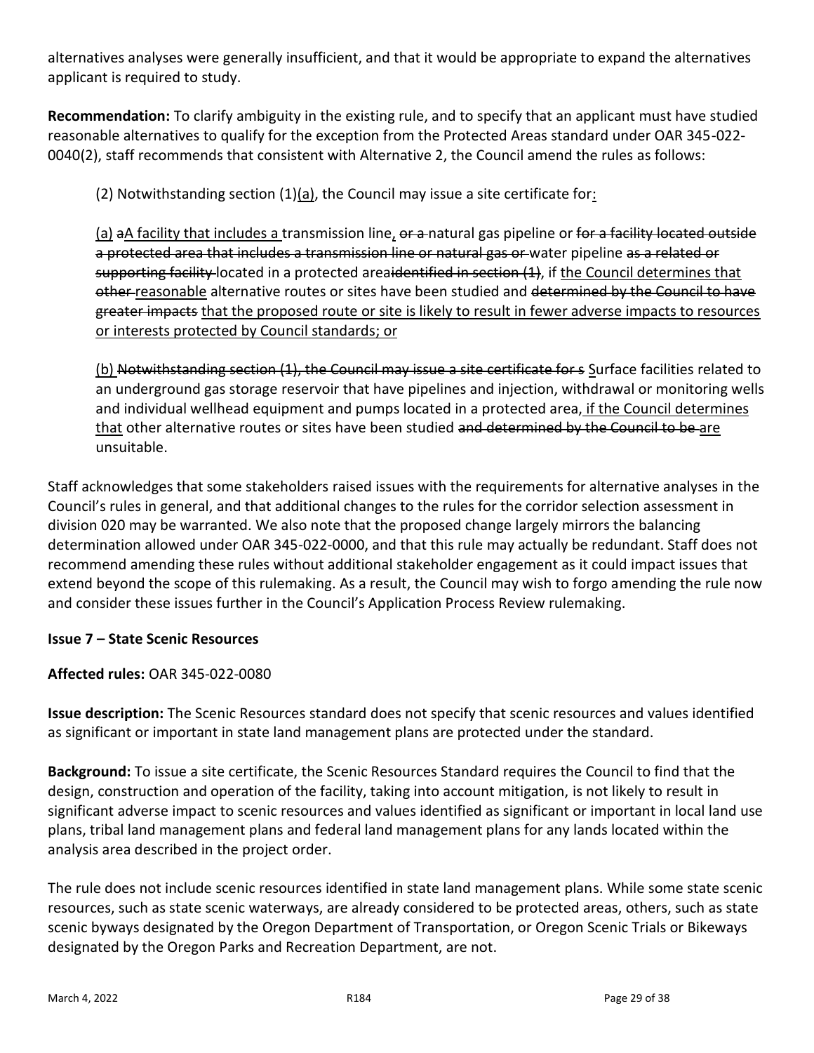alternatives analyses were generally insufficient, and that it would be appropriate to expand the alternatives applicant is required to study.

**Recommendation:** To clarify ambiguity in the existing rule, and to specify that an applicant must have studied reasonable alternatives to qualify for the exception from the Protected Areas standard under OAR 345-022-0040(2), staff recommends that consistent with Alternative 2, the Council amend the rules as follows:

> (2) Notwithstanding section (1)<u>(a)</u>, the Council may issue a site certificate for<u>:</u>
>
> <u>(a)</u> ~~a~~<u>A facility that includes a </u>transmission line<u>,</u> ~~or a~~ natural gas pipeline or ~~for a facility located outside a protected area that includes a transmission line or natural gas or~~ water pipeline ~~as a related or supporting facility~~ located in a protected area~~identified in section (1)~~, if <u>the Council determines that</u> ~~other~~ <u>reasonable</u> alternative routes or sites have been studied and ~~determined by the Council to have greater impacts~~ <u>that the proposed route or site is likely to result in fewer adverse impacts to resources or interests protected by Council standards; or</u>
>
> <u>(b)</u> ~~Notwithstanding section (1), the Council may issue a site certificate for s~~ <u>S</u>urface facilities related to an underground gas storage reservoir that have pipelines and injection, withdrawal or monitoring wells and individual wellhead equipment and pumps located in a protected area<u>, if the Council determines that</u> other alternative routes or sites have been studied ~~and determined by the Council to be~~ <u>are</u> unsuitable.

Staff acknowledges that some stakeholders raised issues with the requirements for alternative analyses in the Council's rules in general, and that additional changes to the rules for the corridor selection assessment in division 020 may be warranted. We also note that the proposed change largely mirrors the balancing determination allowed under OAR 345-022-0000, and that this rule may actually be redundant. Staff does not recommend amending these rules without additional stakeholder engagement as it could impact issues that extend beyond the scope of this rulemaking. As a result, the Council may wish to forgo amending the rule now and consider these issues further in the Council's Application Process Review rulemaking.

### Issue 7 – State Scenic Resources

**Affected rules:** OAR 345-022-0080

**Issue description:** The Scenic Resources standard does not specify that scenic resources and values identified as significant or important in state land management plans are protected under the standard.

**Background:** To issue a site certificate, the Scenic Resources Standard requires the Council to find that the design, construction and operation of the facility, taking into account mitigation, is not likely to result in significant adverse impact to scenic resources and values identified as significant or important in local land use plans, tribal land management plans and federal land management plans for any lands located within the analysis area described in the project order.

The rule does not include scenic resources identified in state land management plans. While some state scenic resources, such as state scenic waterways, are already considered to be protected areas, others, such as state scenic byways designated by the Oregon Department of Transportation, or Oregon Scenic Trials or Bikeways designated by the Oregon Parks and Recreation Department, are not.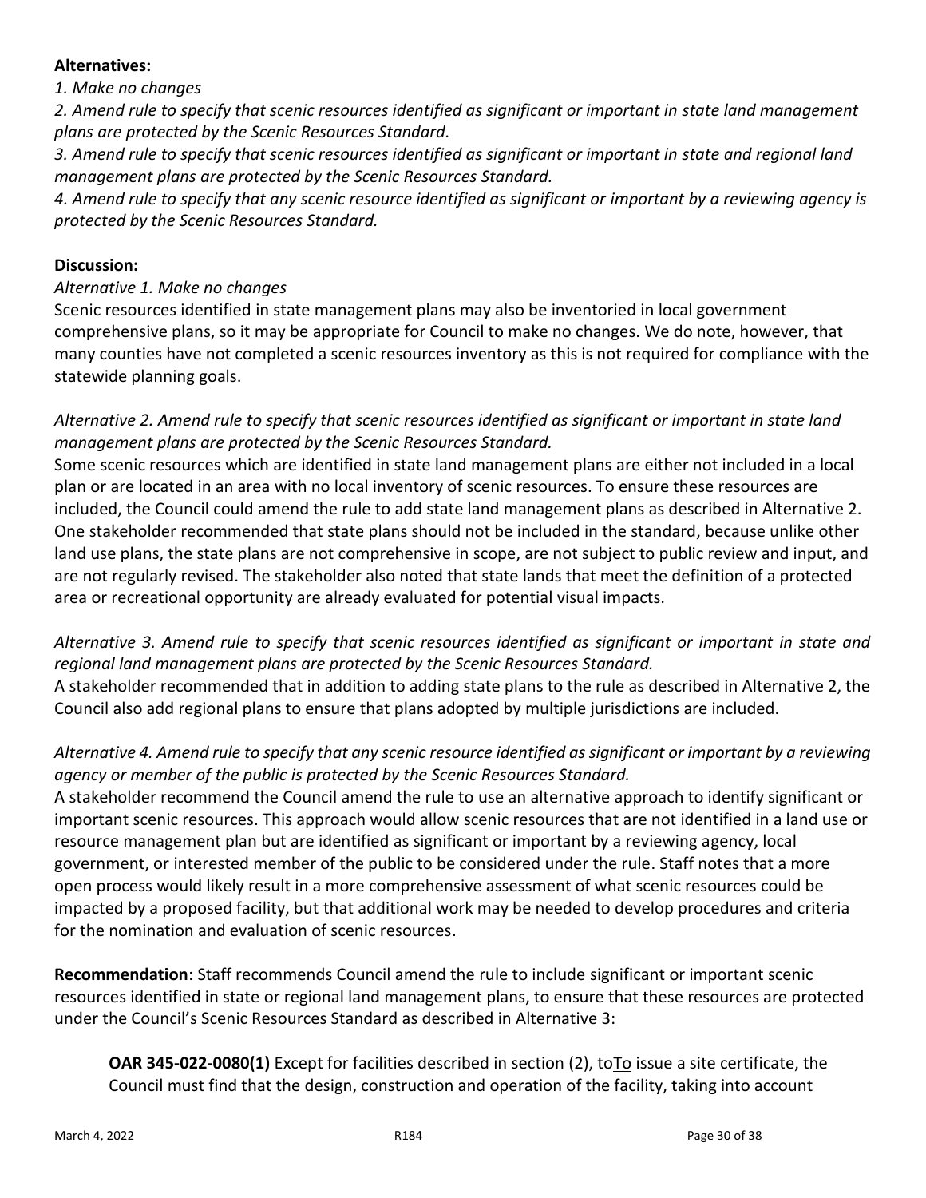**Alternatives:**

*1. Make no changes*

*2. Amend rule to specify that scenic resources identified as significant or important in state land management plans are protected by the Scenic Resources Standard.*

*3. Amend rule to specify that scenic resources identified as significant or important in state and regional land management plans are protected by the Scenic Resources Standard.*

*4. Amend rule to specify that any scenic resource identified as significant or important by a reviewing agency is protected by the Scenic Resources Standard.*

**Discussion:**

*Alternative 1. Make no changes*

Scenic resources identified in state management plans may also be inventoried in local government comprehensive plans, so it may be appropriate for Council to make no changes. We do note, however, that many counties have not completed a scenic resources inventory as this is not required for compliance with the statewide planning goals.

*Alternative 2. Amend rule to specify that scenic resources identified as significant or important in state land management plans are protected by the Scenic Resources Standard.*

Some scenic resources which are identified in state land management plans are either not included in a local plan or are located in an area with no local inventory of scenic resources. To ensure these resources are included, the Council could amend the rule to add state land management plans as described in Alternative 2. One stakeholder recommended that state plans should not be included in the standard, because unlike other land use plans, the state plans are not comprehensive in scope, are not subject to public review and input, and are not regularly revised. The stakeholder also noted that state lands that meet the definition of a protected area or recreational opportunity are already evaluated for potential visual impacts.

*Alternative 3. Amend rule to specify that scenic resources identified as significant or important in state and regional land management plans are protected by the Scenic Resources Standard.*

A stakeholder recommended that in addition to adding state plans to the rule as described in Alternative 2, the Council also add regional plans to ensure that plans adopted by multiple jurisdictions are included.

*Alternative 4. Amend rule to specify that any scenic resource identified as significant or important by a reviewing agency or member of the public is protected by the Scenic Resources Standard.*

A stakeholder recommend the Council amend the rule to use an alternative approach to identify significant or important scenic resources. This approach would allow scenic resources that are not identified in a land use or resource management plan but are identified as significant or important by a reviewing agency, local government, or interested member of the public to be considered under the rule. Staff notes that a more open process would likely result in a more comprehensive assessment of what scenic resources could be impacted by a proposed facility, but that additional work may be needed to develop procedures and criteria for the nomination and evaluation of scenic resources.

**Recommendation**: Staff recommends Council amend the rule to include significant or important scenic resources identified in state or regional land management plans, to ensure that these resources are protected under the Council's Scenic Resources Standard as described in Alternative 3:

> **OAR 345-022-0080(1)** ~~Except for facilities described in section (2), to~~<u>To</u> issue a site certificate, the Council must find that the design, construction and operation of the facility, taking into account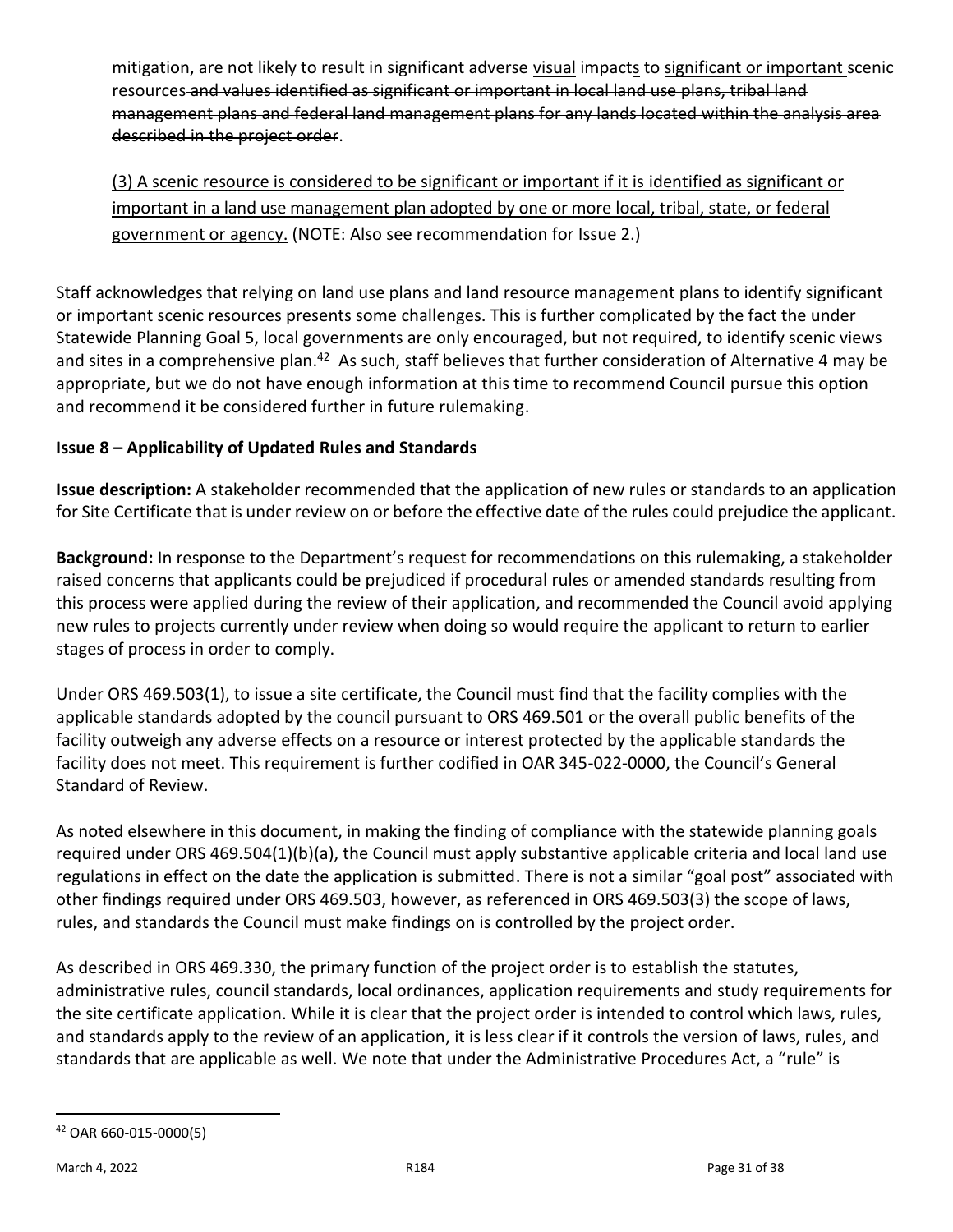mitigation, are not likely to result in significant adverse <u>visual</u> impact<u>s</u> to <u>significant or important</u> scenic resources ~~and values identified as significant or important in local land use plans, tribal land management plans and federal land management plans for any lands located within the analysis area described in the project order~~.

<u>(3) A scenic resource is considered to be significant or important if it is identified as significant or important in a land use management plan adopted by one or more local, tribal, state, or federal government or agency.</u> (NOTE: Also see recommendation for Issue 2.)

Staff acknowledges that relying on land use plans and land resource management plans to identify significant or important scenic resources presents some challenges. This is further complicated by the fact the under Statewide Planning Goal 5, local governments are only encouraged, but not required, to identify scenic views and sites in a comprehensive plan.[42] As such, staff believes that further consideration of Alternative 4 may be appropriate, but we do not have enough information at this time to recommend Council pursue this option and recommend it be considered further in future rulemaking.

**Issue 8 – Applicability of Updated Rules and Standards**

**Issue description:** A stakeholder recommended that the application of new rules or standards to an application for Site Certificate that is under review on or before the effective date of the rules could prejudice the applicant.

**Background:** In response to the Department's request for recommendations on this rulemaking, a stakeholder raised concerns that applicants could be prejudiced if procedural rules or amended standards resulting from this process were applied during the review of their application, and recommended the Council avoid applying new rules to projects currently under review when doing so would require the applicant to return to earlier stages of process in order to comply.

Under ORS 469.503(1), to issue a site certificate, the Council must find that the facility complies with the applicable standards adopted by the council pursuant to ORS 469.501 or the overall public benefits of the facility outweigh any adverse effects on a resource or interest protected by the applicable standards the facility does not meet. This requirement is further codified in OAR 345-022-0000, the Council's General Standard of Review.

As noted elsewhere in this document, in making the finding of compliance with the statewide planning goals required under ORS 469.504(1)(b)(a), the Council must apply substantive applicable criteria and local land use regulations in effect on the date the application is submitted. There is not a similar "goal post" associated with other findings required under ORS 469.503, however, as referenced in ORS 469.503(3) the scope of laws, rules, and standards the Council must make findings on is controlled by the project order.

As described in ORS 469.330, the primary function of the project order is to establish the statutes, administrative rules, council standards, local ordinances, application requirements and study requirements for the site certificate application. While it is clear that the project order is intended to control which laws, rules, and standards apply to the review of an application, it is less clear if it controls the version of laws, rules, and standards that are applicable as well. We note that under the Administrative Procedures Act, a "rule" is

[42] OAR 660-015-0000(5)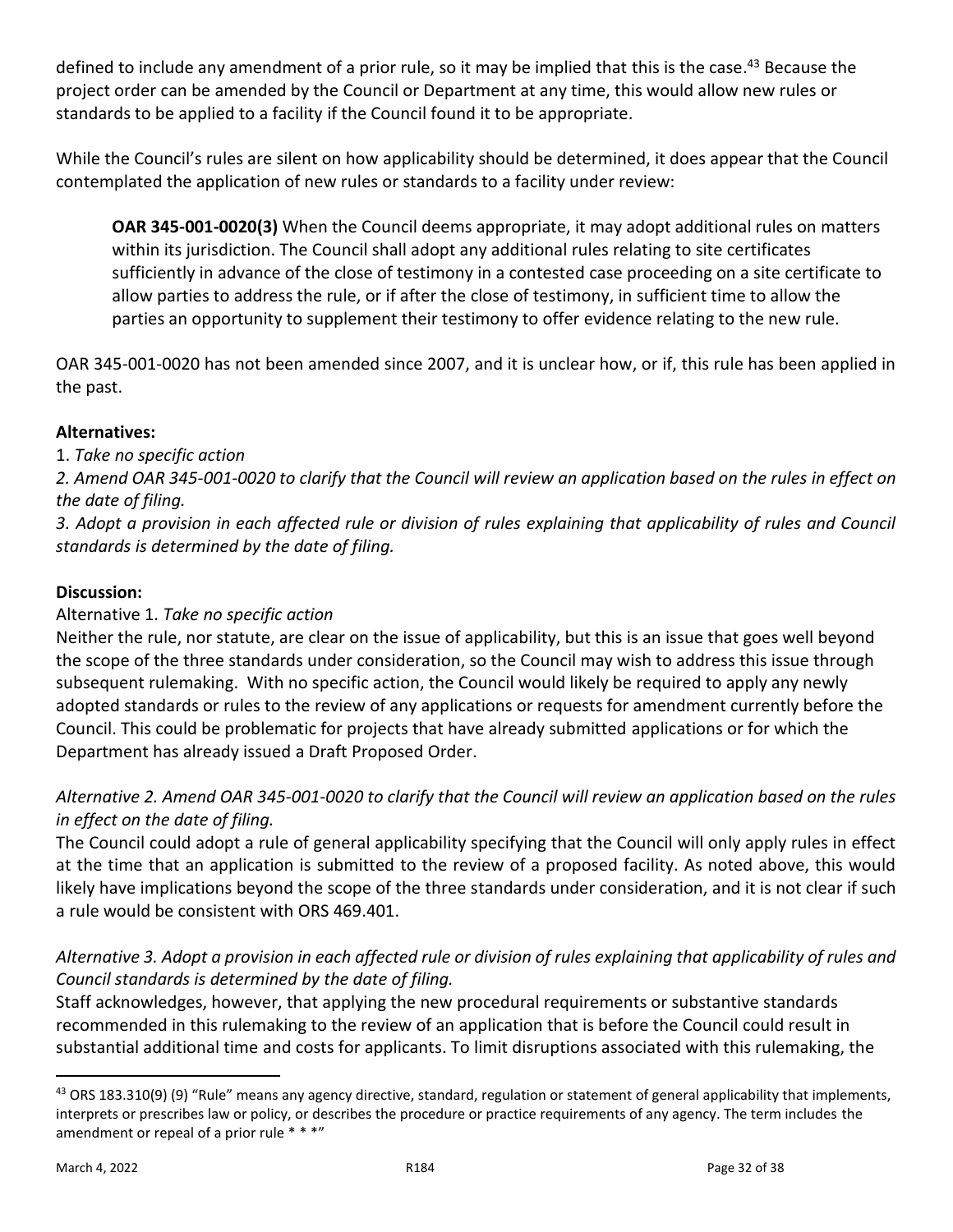defined to include any amendment of a prior rule, so it may be implied that this is the case.[43] Because the project order can be amended by the Council or Department at any time, this would allow new rules or standards to be applied to a facility if the Council found it to be appropriate.

While the Council's rules are silent on how applicability should be determined, it does appear that the Council contemplated the application of new rules or standards to a facility under review:

> **OAR 345-001-0020(3)** When the Council deems appropriate, it may adopt additional rules on matters within its jurisdiction. The Council shall adopt any additional rules relating to site certificates sufficiently in advance of the close of testimony in a contested case proceeding on a site certificate to allow parties to address the rule, or if after the close of testimony, in sufficient time to allow the parties an opportunity to supplement their testimony to offer evidence relating to the new rule.

OAR 345-001-0020 has not been amended since 2007, and it is unclear how, or if, this rule has been applied in the past.

**Alternatives:**

1. *Take no specific action*
2. *Amend OAR 345-001-0020 to clarify that the Council will review an application based on the rules in effect on the date of filing.*
3. *Adopt a provision in each affected rule or division of rules explaining that applicability of rules and Council standards is determined by the date of filing.*

**Discussion:**

Alternative 1. *Take no specific action*

Neither the rule, nor statute, are clear on the issue of applicability, but this is an issue that goes well beyond the scope of the three standards under consideration, so the Council may wish to address this issue through subsequent rulemaking. With no specific action, the Council would likely be required to apply any newly adopted standards or rules to the review of any applications or requests for amendment currently before the Council. This could be problematic for projects that have already submitted applications or for which the Department has already issued a Draft Proposed Order.

*Alternative 2. Amend OAR 345-001-0020 to clarify that the Council will review an application based on the rules in effect on the date of filing.*

The Council could adopt a rule of general applicability specifying that the Council will only apply rules in effect at the time that an application is submitted to the review of a proposed facility. As noted above, this would likely have implications beyond the scope of the three standards under consideration, and it is not clear if such a rule would be consistent with ORS 469.401.

*Alternative 3. Adopt a provision in each affected rule or division of rules explaining that applicability of rules and Council standards is determined by the date of filing.*

Staff acknowledges, however, that applying the new procedural requirements or substantive standards recommended in this rulemaking to the review of an application that is before the Council could result in substantial additional time and costs for applicants. To limit disruptions associated with this rulemaking, the

---

[43] ORS 183.310(9) (9) "Rule" means any agency directive, standard, regulation or statement of general applicability that implements, interprets or prescribes law or policy, or describes the procedure or practice requirements of any agency. The term includes the amendment or repeal of a prior rule * * *"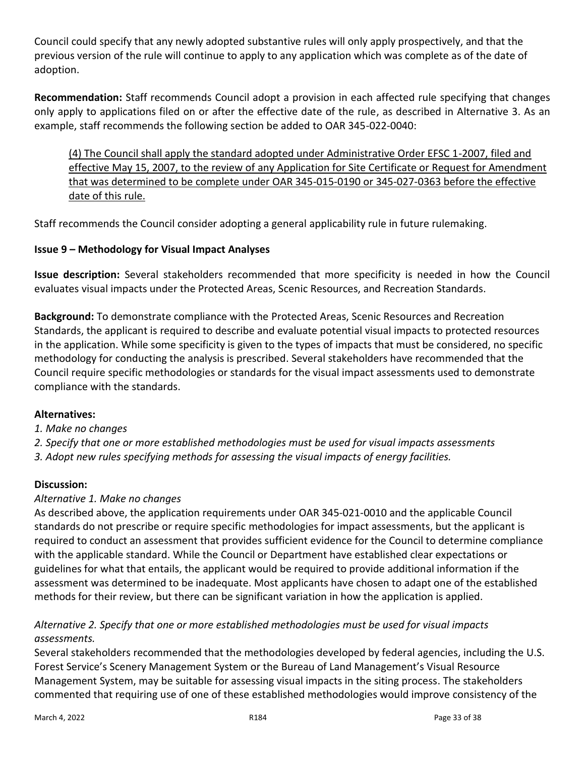Council could specify that any newly adopted substantive rules will only apply prospectively, and that the previous version of the rule will continue to apply to any application which was complete as of the date of adoption.

**Recommendation:** Staff recommends Council adopt a provision in each affected rule specifying that changes only apply to applications filed on or after the effective date of the rule, as described in Alternative 3. As an example, staff recommends the following section be added to OAR 345-022-0040:

> <u>(4) The Council shall apply the standard adopted under Administrative Order EFSC 1-2007, filed and effective May 15, 2007, to the review of any Application for Site Certificate or Request for Amendment that was determined to be complete under OAR 345-015-0190 or 345-027-0363 before the effective date of this rule.</u>

Staff recommends the Council consider adopting a general applicability rule in future rulemaking.

### Issue 9 – Methodology for Visual Impact Analyses

**Issue description:** Several stakeholders recommended that more specificity is needed in how the Council evaluates visual impacts under the Protected Areas, Scenic Resources, and Recreation Standards.

**Background:** To demonstrate compliance with the Protected Areas, Scenic Resources and Recreation Standards, the applicant is required to describe and evaluate potential visual impacts to protected resources in the application. While some specificity is given to the types of impacts that must be considered, no specific methodology for conducting the analysis is prescribed. Several stakeholders have recommended that the Council require specific methodologies or standards for the visual impact assessments used to demonstrate compliance with the standards.

**Alternatives:**

*1. Make no changes*
*2. Specify that one or more established methodologies must be used for visual impacts assessments*
*3. Adopt new rules specifying methods for assessing the visual impacts of energy facilities.*

**Discussion:**

*Alternative 1. Make no changes*

As described above, the application requirements under OAR 345-021-0010 and the applicable Council standards do not prescribe or require specific methodologies for impact assessments, but the applicant is required to conduct an assessment that provides sufficient evidence for the Council to determine compliance with the applicable standard. While the Council or Department have established clear expectations or guidelines for what that entails, the applicant would be required to provide additional information if the assessment was determined to be inadequate. Most applicants have chosen to adapt one of the established methods for their review, but there can be significant variation in how the application is applied.

*Alternative 2. Specify that one or more established methodologies must be used for visual impacts assessments.*

Several stakeholders recommended that the methodologies developed by federal agencies, including the U.S. Forest Service's Scenery Management System or the Bureau of Land Management's Visual Resource Management System, may be suitable for assessing visual impacts in the siting process. The stakeholders commented that requiring use of one of these established methodologies would improve consistency of the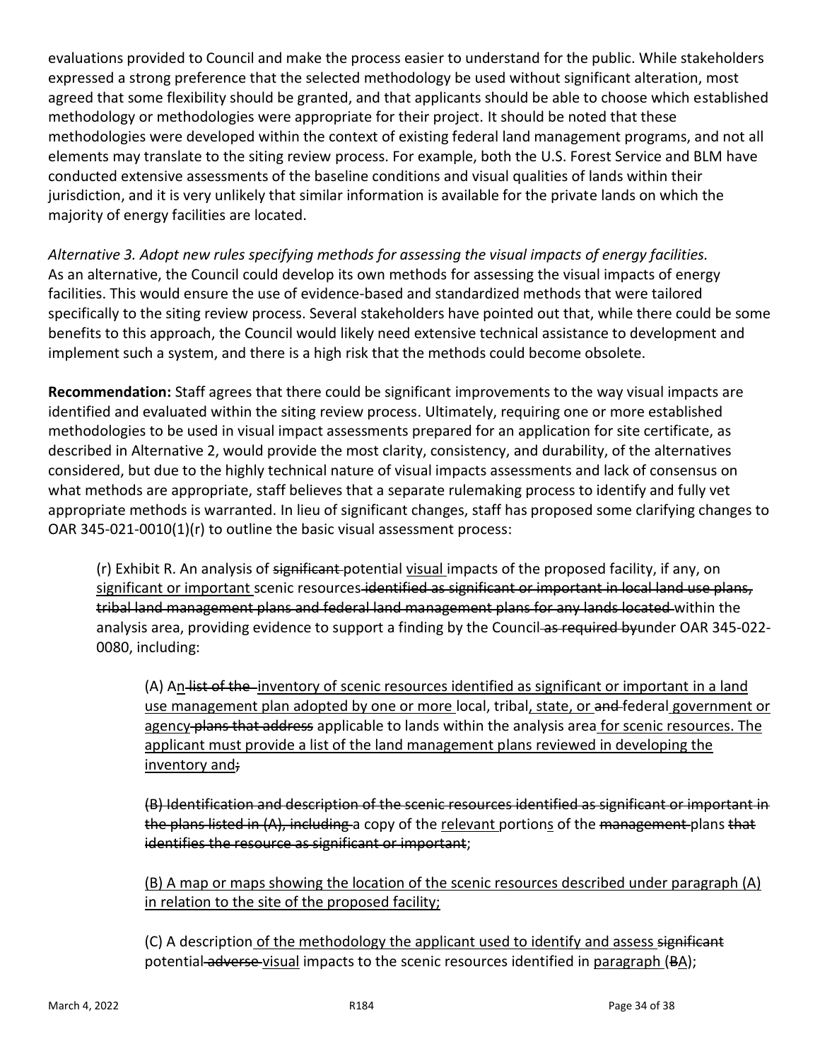evaluations provided to Council and make the process easier to understand for the public. While stakeholders expressed a strong preference that the selected methodology be used without significant alteration, most agreed that some flexibility should be granted, and that applicants should be able to choose which established methodology or methodologies were appropriate for their project. It should be noted that these methodologies were developed within the context of existing federal land management programs, and not all elements may translate to the siting review process. For example, both the U.S. Forest Service and BLM have conducted extensive assessments of the baseline conditions and visual qualities of lands within their jurisdiction, and it is very unlikely that similar information is available for the private lands on which the majority of energy facilities are located.

*Alternative 3. Adopt new rules specifying methods for assessing the visual impacts of energy facilities.* As an alternative, the Council could develop its own methods for assessing the visual impacts of energy facilities. This would ensure the use of evidence-based and standardized methods that were tailored specifically to the siting review process. Several stakeholders have pointed out that, while there could be some benefits to this approach, the Council would likely need extensive technical assistance to development and implement such a system, and there is a high risk that the methods could become obsolete.

**Recommendation:** Staff agrees that there could be significant improvements to the way visual impacts are identified and evaluated within the siting review process. Ultimately, requiring one or more established methodologies to be used in visual impact assessments prepared for an application for site certificate, as described in Alternative 2, would provide the most clarity, consistency, and durability, of the alternatives considered, but due to the highly technical nature of visual impacts assessments and lack of consensus on what methods are appropriate, staff believes that a separate rulemaking process to identify and fully vet appropriate methods is warranted. In lieu of significant changes, staff has proposed some clarifying changes to OAR 345-021-0010(1)(r) to outline the basic visual assessment process:

> (r) Exhibit R. An analysis of ~~significant~~ potential <u>visual</u> impacts of the proposed facility, if any, on <u>significant or important</u> scenic resources ~~identified as significant or important in local land use plans, tribal land management plans and federal land management plans for any lands located~~ within the analysis area, providing evidence to support a finding by the Council ~~as required by~~under OAR 345-022-0080, including:
>
> > (A) A<u>n</u> ~~list of the~~ <u>inventory of scenic resources identified as significant or important in a land use management plan adopted by one or more</u> local, tribal<u>, state, or</u> ~~and~~ federal <u>government or agency</u> ~~plans that address~~ applicable to lands within the analysis area <u>for scenic resources. The applicant must provide a list of the land management plans reviewed in developing the inventory and</u>~~;~~
> >
> > ~~(B) Identification and description of the scenic resources identified as significant or important in the plans listed in (A), including~~ a copy of the <u>relevant</u> portion<u>s</u> of the ~~management~~ plans ~~that identifies the resource as significant or important~~;
> >
> > <u>(B) A map or maps showing the location of the scenic resources described under paragraph (A) in relation to the site of the proposed facility;</u>
> >
> > (C) A description <u>of the methodology the applicant used to identify and assess</u> ~~significant~~ potential ~~adverse~~ <u>visual</u> impacts to the scenic resources identified in <u>paragraph</u> (~~B~~<u>A</u>);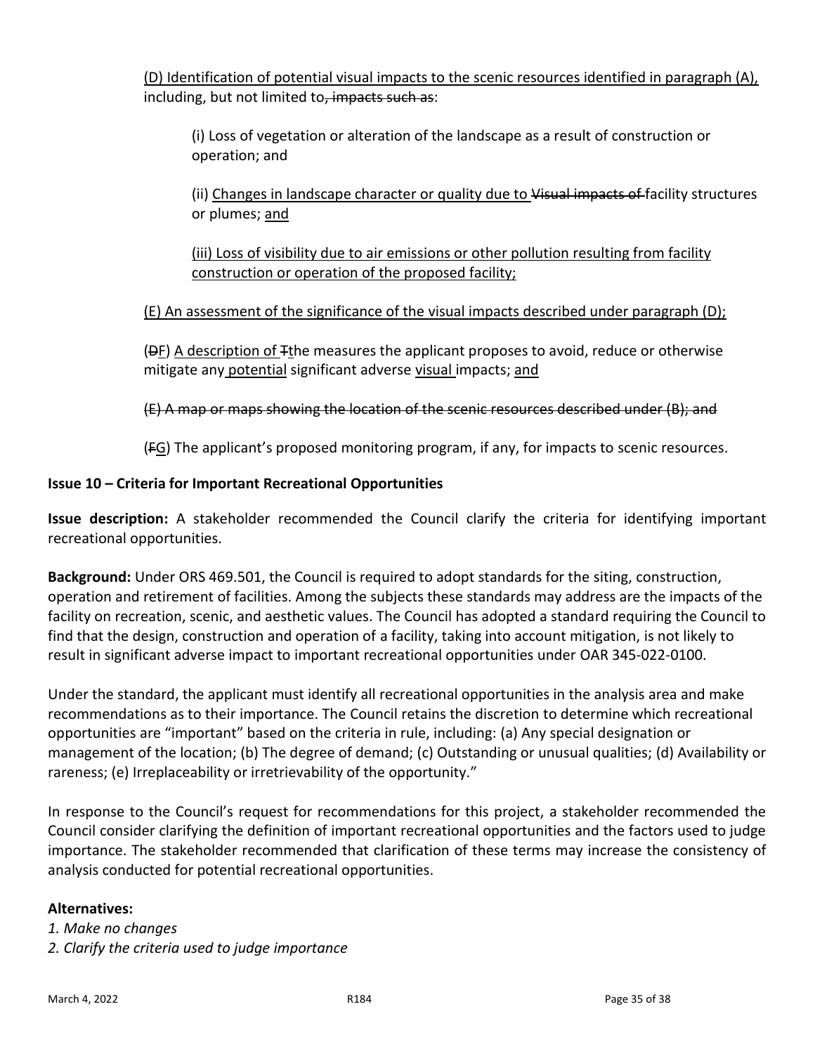(D) Identification of potential visual impacts to the scenic resources identified in paragraph (A), including, but not limited to~~, impacts such as~~:

(i) Loss of vegetation or alteration of the landscape as a result of construction or operation; and

(ii) Changes in landscape character or quality due to ~~Visual impacts of~~ facility structures or plumes; and

(iii) Loss of visibility due to air emissions or other pollution resulting from facility construction or operation of the proposed facility;

(E) An assessment of the significance of the visual impacts described under paragraph (D);

(~~D~~F) A description of ~~T~~the measures the applicant proposes to avoid, reduce or otherwise mitigate any potential significant adverse visual impacts; and

~~(E) A map or maps showing the location of the scenic resources described under (B); and~~

(~~F~~G) The applicant's proposed monitoring program, if any, for impacts to scenic resources.

**Issue 10 – Criteria for Important Recreational Opportunities**

**Issue description:** A stakeholder recommended the Council clarify the criteria for identifying important recreational opportunities.

**Background:** Under ORS 469.501, the Council is required to adopt standards for the siting, construction, operation and retirement of facilities. Among the subjects these standards may address are the impacts of the facility on recreation, scenic, and aesthetic values. The Council has adopted a standard requiring the Council to find that the design, construction and operation of a facility, taking into account mitigation, is not likely to result in significant adverse impact to important recreational opportunities under OAR 345-022-0100.

Under the standard, the applicant must identify all recreational opportunities in the analysis area and make recommendations as to their importance. The Council retains the discretion to determine which recreational opportunities are "important" based on the criteria in rule, including: (a) Any special designation or management of the location; (b) The degree of demand; (c) Outstanding or unusual qualities; (d) Availability or rareness; (e) Irreplaceability or irretrievability of the opportunity."

In response to the Council's request for recommendations for this project, a stakeholder recommended the Council consider clarifying the definition of important recreational opportunities and the factors used to judge importance. The stakeholder recommended that clarification of these terms may increase the consistency of analysis conducted for potential recreational opportunities.

**Alternatives:**

*1. Make no changes*

*2. Clarify the criteria used to judge importance*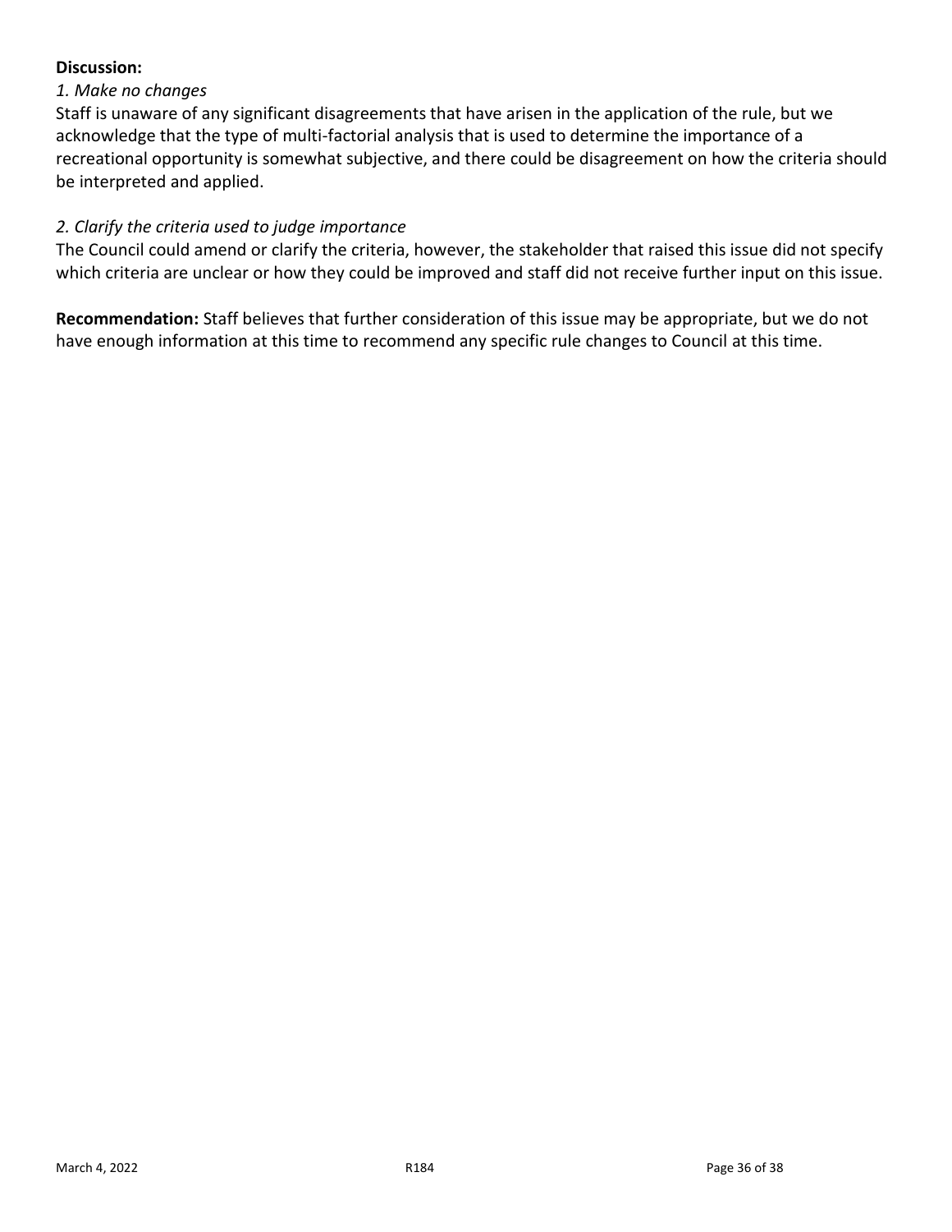**Discussion:**

*1. Make no changes*

Staff is unaware of any significant disagreements that have arisen in the application of the rule, but we acknowledge that the type of multi-factorial analysis that is used to determine the importance of a recreational opportunity is somewhat subjective, and there could be disagreement on how the criteria should be interpreted and applied.

*2. Clarify the criteria used to judge importance*

The Council could amend or clarify the criteria, however, the stakeholder that raised this issue did not specify which criteria are unclear or how they could be improved and staff did not receive further input on this issue.

**Recommendation:** Staff believes that further consideration of this issue may be appropriate, but we do not have enough information at this time to recommend any specific rule changes to Council at this time.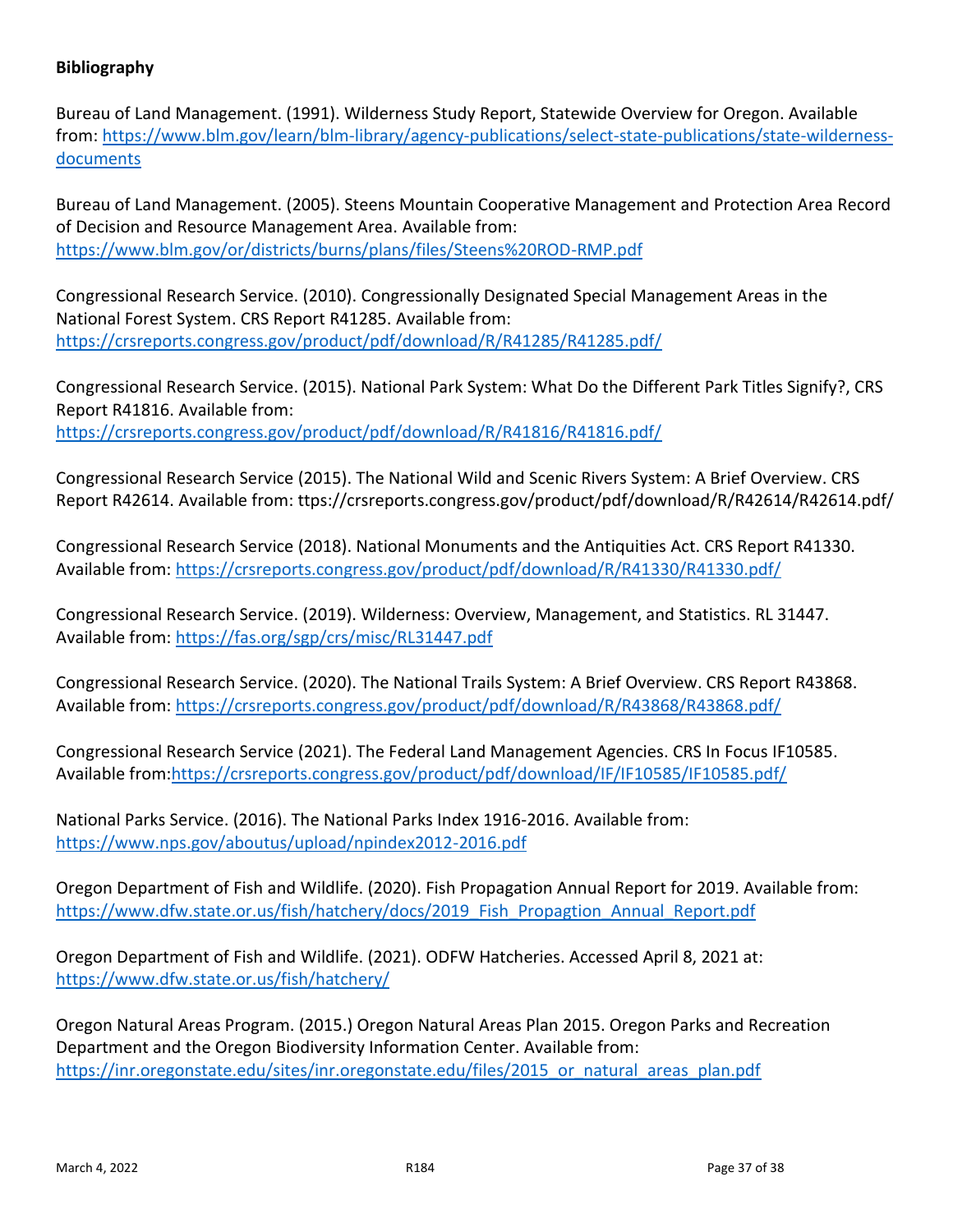**Bibliography**

Bureau of Land Management. (1991). Wilderness Study Report, Statewide Overview for Oregon. Available from: https://www.blm.gov/learn/blm-library/agency-publications/select-state-publications/state-wilderness-documents

Bureau of Land Management. (2005). Steens Mountain Cooperative Management and Protection Area Record of Decision and Resource Management Area. Available from: https://www.blm.gov/or/districts/burns/plans/files/Steens%20ROD-RMP.pdf

Congressional Research Service. (2010). Congressionally Designated Special Management Areas in the National Forest System. CRS Report R41285. Available from: https://crsreports.congress.gov/product/pdf/download/R/R41285/R41285.pdf/

Congressional Research Service. (2015). National Park System: What Do the Different Park Titles Signify?, CRS Report R41816. Available from: https://crsreports.congress.gov/product/pdf/download/R/R41816/R41816.pdf/

Congressional Research Service (2015). The National Wild and Scenic Rivers System: A Brief Overview. CRS Report R42614. Available from: ttps://crsreports.congress.gov/product/pdf/download/R/R42614/R42614.pdf/

Congressional Research Service (2018). National Monuments and the Antiquities Act. CRS Report R41330. Available from: https://crsreports.congress.gov/product/pdf/download/R/R41330/R41330.pdf/

Congressional Research Service. (2019). Wilderness: Overview, Management, and Statistics. RL 31447. Available from: https://fas.org/sgp/crs/misc/RL31447.pdf

Congressional Research Service. (2020). The National Trails System: A Brief Overview. CRS Report R43868. Available from: https://crsreports.congress.gov/product/pdf/download/R/R43868/R43868.pdf/

Congressional Research Service (2021). The Federal Land Management Agencies. CRS In Focus IF10585. Available from:https://crsreports.congress.gov/product/pdf/download/IF/IF10585/IF10585.pdf/

National Parks Service. (2016). The National Parks Index 1916-2016. Available from: https://www.nps.gov/aboutus/upload/npindex2012-2016.pdf

Oregon Department of Fish and Wildlife. (2020). Fish Propagation Annual Report for 2019. Available from: https://www.dfw.state.or.us/fish/hatchery/docs/2019_Fish_Propagtion_Annual_Report.pdf

Oregon Department of Fish and Wildlife. (2021). ODFW Hatcheries. Accessed April 8, 2021 at: https://www.dfw.state.or.us/fish/hatchery/

Oregon Natural Areas Program. (2015.) Oregon Natural Areas Plan 2015. Oregon Parks and Recreation Department and the Oregon Biodiversity Information Center. Available from: https://inr.oregonstate.edu/sites/inr.oregonstate.edu/files/2015_or_natural_areas_plan.pdf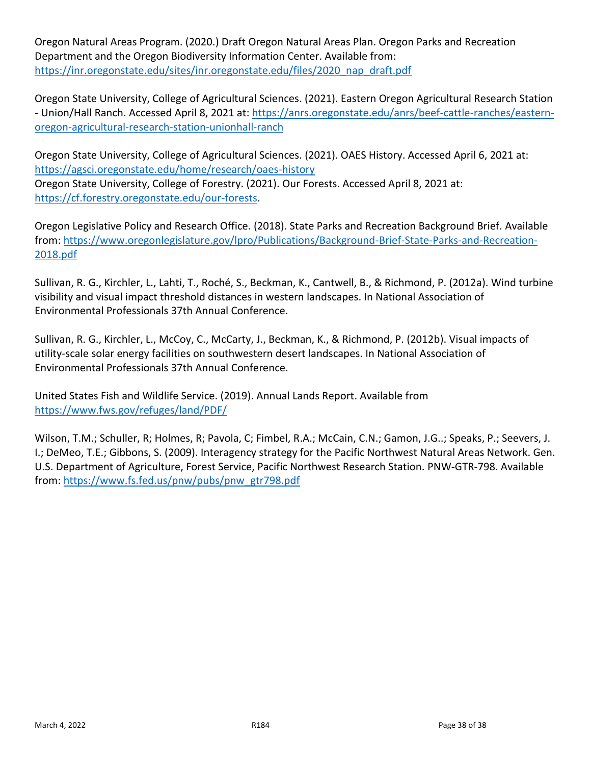Oregon Natural Areas Program. (2020.) Draft Oregon Natural Areas Plan. Oregon Parks and Recreation Department and the Oregon Biodiversity Information Center. Available from: https://inr.oregonstate.edu/sites/inr.oregonstate.edu/files/2020_nap_draft.pdf

Oregon State University, College of Agricultural Sciences. (2021). Eastern Oregon Agricultural Research Station - Union/Hall Ranch. Accessed April 8, 2021 at: https://anrs.oregonstate.edu/anrs/beef-cattle-ranches/eastern-oregon-agricultural-research-station-unionhall-ranch

Oregon State University, College of Agricultural Sciences. (2021). OAES History. Accessed April 6, 2021 at: https://agsci.oregonstate.edu/home/research/oaes-history
Oregon State University, College of Forestry. (2021). Our Forests. Accessed April 8, 2021 at: https://cf.forestry.oregonstate.edu/our-forests.

Oregon Legislative Policy and Research Office. (2018). State Parks and Recreation Background Brief. Available from: https://www.oregonlegislature.gov/lpro/Publications/Background-Brief-State-Parks-and-Recreation-2018.pdf

Sullivan, R. G., Kirchler, L., Lahti, T., Roché, S., Beckman, K., Cantwell, B., & Richmond, P. (2012a). Wind turbine visibility and visual impact threshold distances in western landscapes. In National Association of Environmental Professionals 37th Annual Conference.

Sullivan, R. G., Kirchler, L., McCoy, C., McCarty, J., Beckman, K., & Richmond, P. (2012b). Visual impacts of utility-scale solar energy facilities on southwestern desert landscapes. In National Association of Environmental Professionals 37th Annual Conference.

United States Fish and Wildlife Service. (2019). Annual Lands Report. Available from https://www.fws.gov/refuges/land/PDF/

Wilson, T.M.; Schuller, R; Holmes, R; Pavola, C; Fimbel, R.A.; McCain, C.N.; Gamon, J.G..; Speaks, P.; Seevers, J. I.; DeMeo, T.E.; Gibbons, S. (2009). Interagency strategy for the Pacific Northwest Natural Areas Network. Gen. U.S. Department of Agriculture, Forest Service, Pacific Northwest Research Station. PNW-GTR-798. Available from: https://www.fs.fed.us/pnw/pubs/pnw_gtr798.pdf